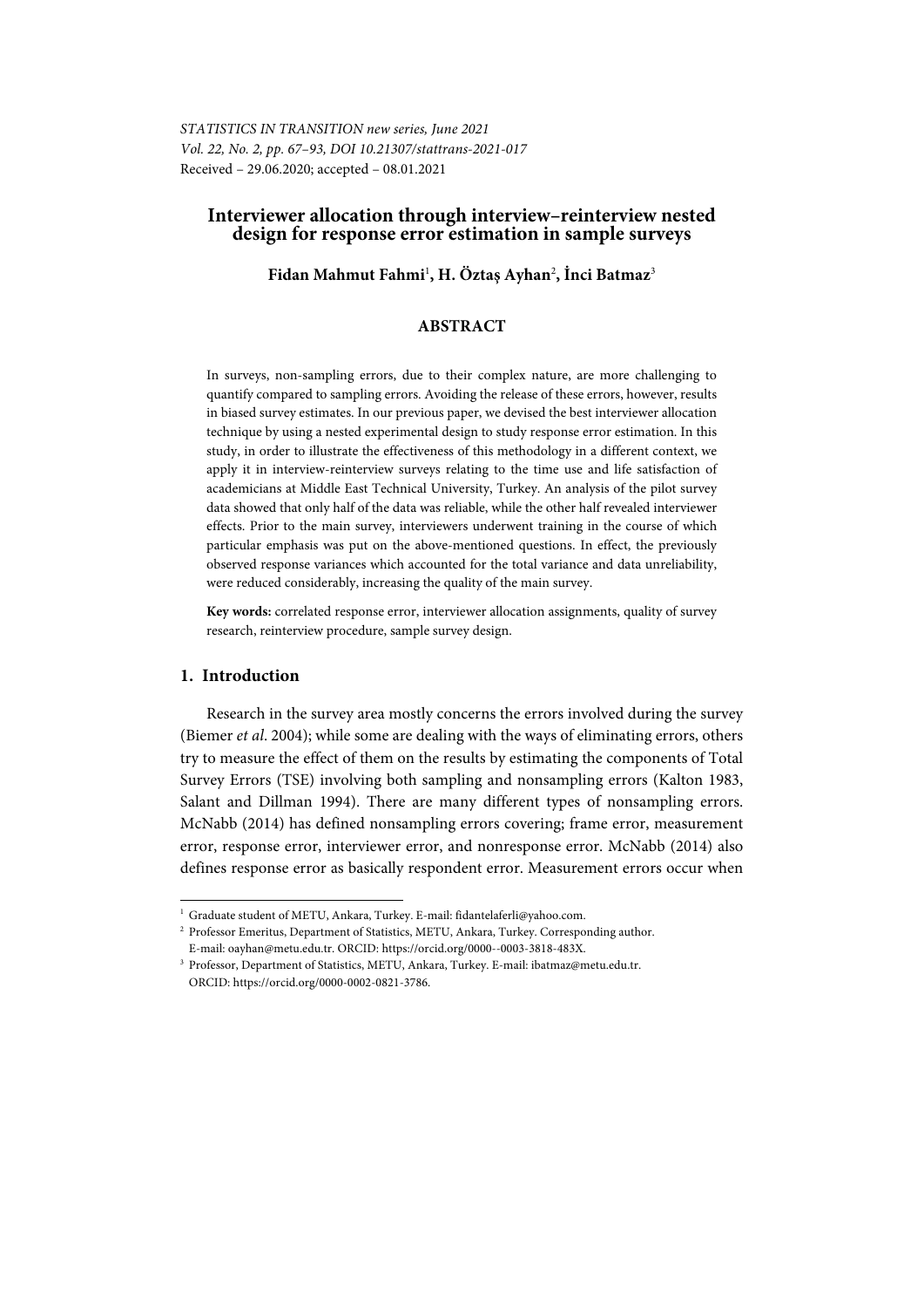STATISTICS IN TRANSITION new series, June 2021
Vol. 22, No. 2, pp. 67–93, DOI 10.21307/stattrans-2021-017
Received – 29.06.2020; accepted – 08.01.2021

# Interviewer allocation through interview–reinterview nested design for response error estimation in sample surveys

**Fidan Mahmut Fahmi**[1]**, H. Öztaş Ayhan**[2]**, İnci Batmaz**[3]

## ABSTRACT

In surveys, non-sampling errors, due to their complex nature, are more challenging to quantify compared to sampling errors. Avoiding the release of these errors, however, results in biased survey estimates. In our previous paper, we devised the best interviewer allocation technique by using a nested experimental design to study response error estimation. In this study, in order to illustrate the effectiveness of this methodology in a different context, we apply it in interview-reinterview surveys relating to the time use and life satisfaction of academicians at Middle East Technical University, Turkey. An analysis of the pilot survey data showed that only half of the data was reliable, while the other half revealed interviewer effects. Prior to the main survey, interviewers underwent training in the course of which particular emphasis was put on the above-mentioned questions. In effect, the previously observed response variances which accounted for the total variance and data unreliability, were reduced considerably, increasing the quality of the main survey.

**Key words:** correlated response error, interviewer allocation assignments, quality of survey research, reinterview procedure, sample survey design.

## 1. Introduction

Research in the survey area mostly concerns the errors involved during the survey (Biemer *et al*. 2004); while some are dealing with the ways of eliminating errors, others try to measure the effect of them on the results by estimating the components of Total Survey Errors (TSE) involving both sampling and nonsampling errors (Kalton 1983, Salant and Dillman 1994). There are many different types of nonsampling errors. McNabb (2014) has defined nonsampling errors covering; frame error, measurement error, response error, interviewer error, and nonresponse error. McNabb (2014) also defines response error as basically respondent error. Measurement errors occur when

[1] Graduate student of METU, Ankara, Turkey. E-mail: fidantelaferli@yahoo.com.

[2] Professor Emeritus, Department of Statistics, METU, Ankara, Turkey. Corresponding author. E-mail: oayhan@metu.edu.tr. ORCID: https://orcid.org/0000--0003-3818-483X.

[3] Professor, Department of Statistics, METU, Ankara, Turkey. E-mail: ibatmaz@metu.edu.tr. ORCID: https://orcid.org/0000-0002-0821-3786.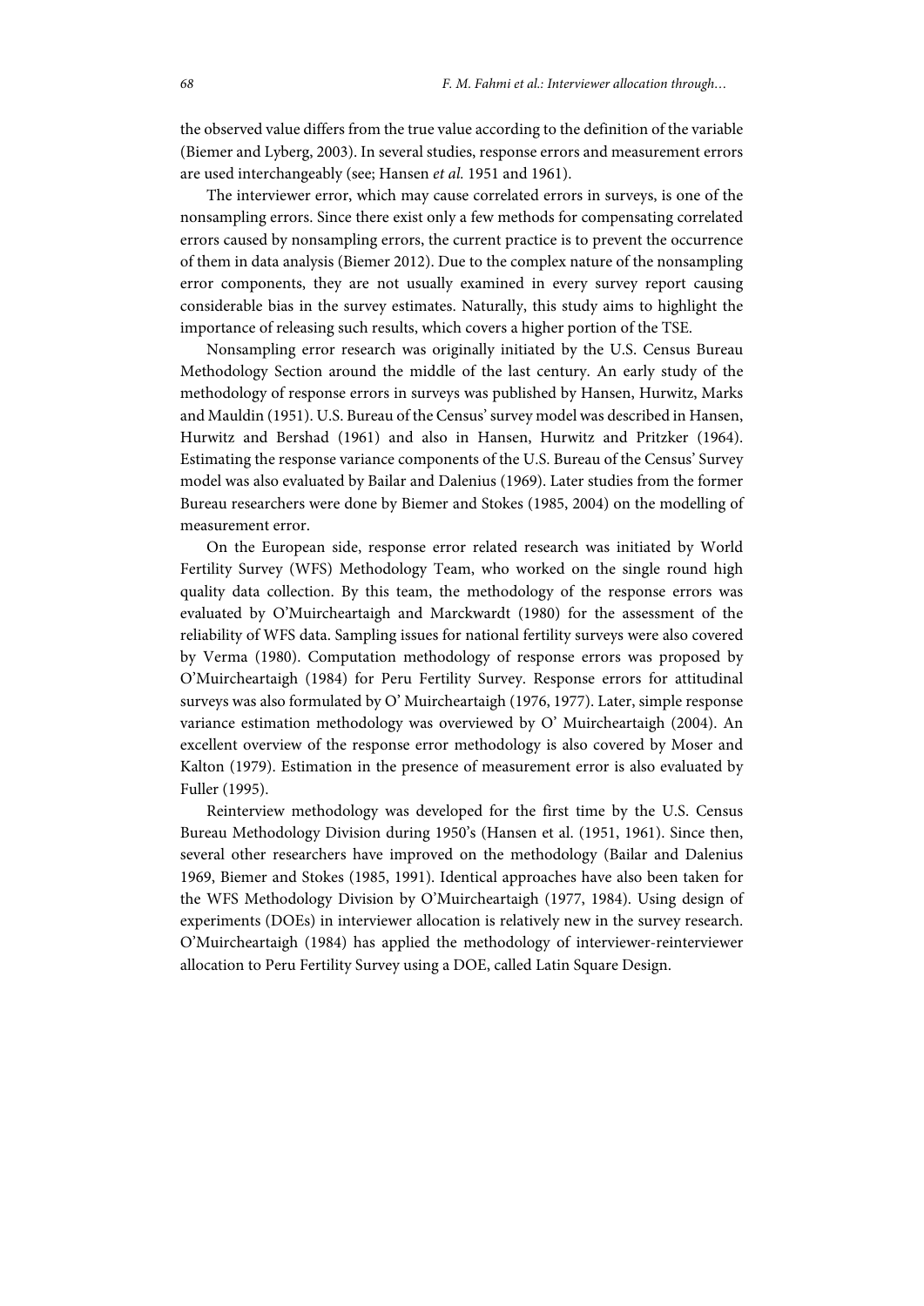the observed value differs from the true value according to the definition of the variable (Biemer and Lyberg, 2003). In several studies, response errors and measurement errors are used interchangeably (see; Hansen *et al.* 1951 and 1961).

The interviewer error, which may cause correlated errors in surveys, is one of the nonsampling errors. Since there exist only a few methods for compensating correlated errors caused by nonsampling errors, the current practice is to prevent the occurrence of them in data analysis (Biemer 2012). Due to the complex nature of the nonsampling error components, they are not usually examined in every survey report causing considerable bias in the survey estimates. Naturally, this study aims to highlight the importance of releasing such results, which covers a higher portion of the TSE.

Nonsampling error research was originally initiated by the U.S. Census Bureau Methodology Section around the middle of the last century. An early study of the methodology of response errors in surveys was published by Hansen, Hurwitz, Marks and Mauldin (1951). U.S. Bureau of the Census' survey model was described in Hansen, Hurwitz and Bershad (1961) and also in Hansen, Hurwitz and Pritzker (1964). Estimating the response variance components of the U.S. Bureau of the Census' Survey model was also evaluated by Bailar and Dalenius (1969). Later studies from the former Bureau researchers were done by Biemer and Stokes (1985, 2004) on the modelling of measurement error.

On the European side, response error related research was initiated by World Fertility Survey (WFS) Methodology Team, who worked on the single round high quality data collection. By this team, the methodology of the response errors was evaluated by O'Muircheartaigh and Marckwardt (1980) for the assessment of the reliability of WFS data. Sampling issues for national fertility surveys were also covered by Verma (1980). Computation methodology of response errors was proposed by O'Muircheartaigh (1984) for Peru Fertility Survey. Response errors for attitudinal surveys was also formulated by O' Muircheartaigh (1976, 1977). Later, simple response variance estimation methodology was overviewed by O' Muircheartaigh (2004). An excellent overview of the response error methodology is also covered by Moser and Kalton (1979). Estimation in the presence of measurement error is also evaluated by Fuller (1995).

Reinterview methodology was developed for the first time by the U.S. Census Bureau Methodology Division during 1950's (Hansen et al. (1951, 1961). Since then, several other researchers have improved on the methodology (Bailar and Dalenius 1969, Biemer and Stokes (1985, 1991). Identical approaches have also been taken for the WFS Methodology Division by O'Muircheartaigh (1977, 1984). Using design of experiments (DOEs) in interviewer allocation is relatively new in the survey research. O'Muircheartaigh (1984) has applied the methodology of interviewer-reinterviewer allocation to Peru Fertility Survey using a DOE, called Latin Square Design.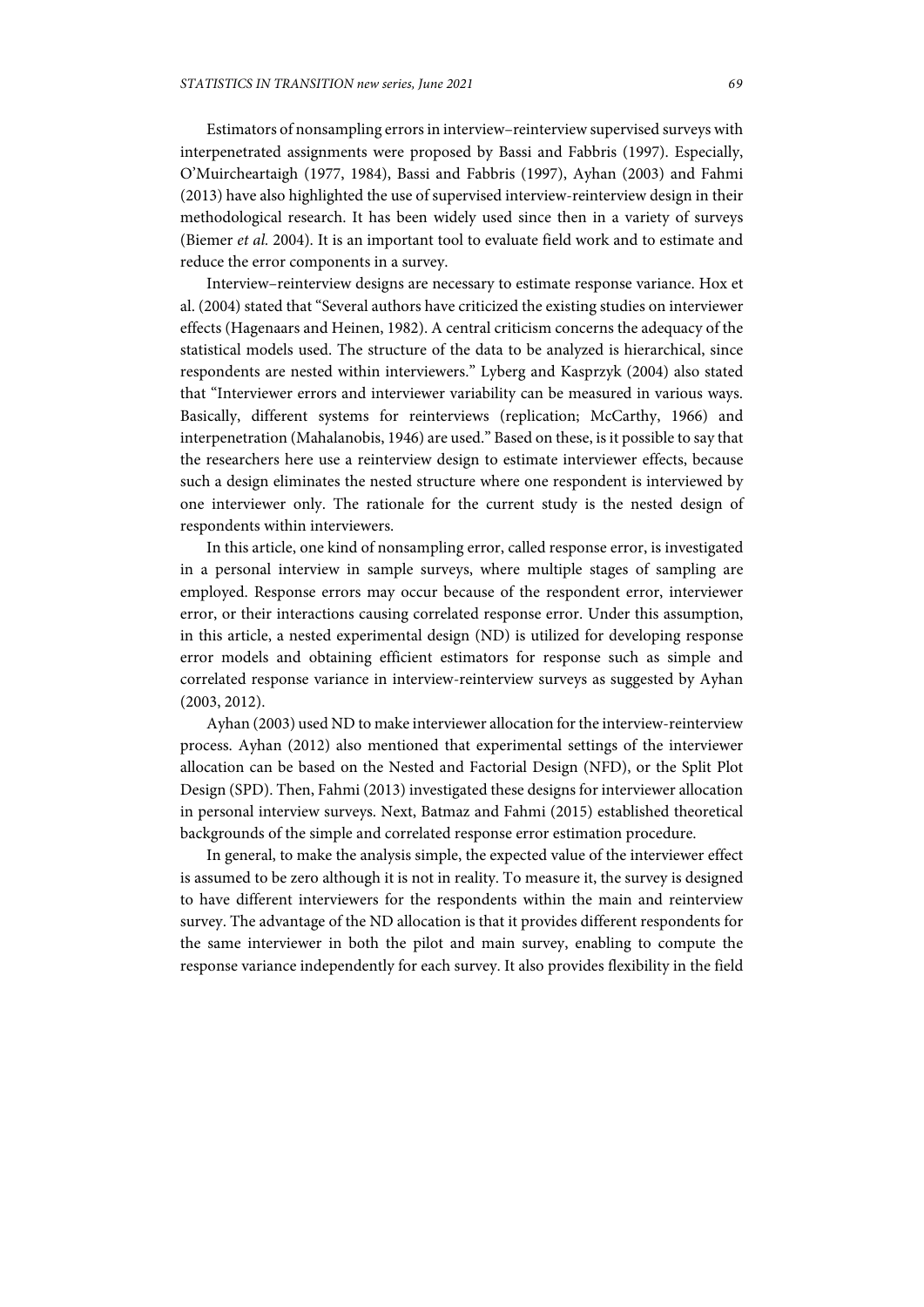Estimators of nonsampling errors in interview–reinterview supervised surveys with interpenetrated assignments were proposed by Bassi and Fabbris (1997). Especially, O'Muircheartaigh (1977, 1984), Bassi and Fabbris (1997), Ayhan (2003) and Fahmi (2013) have also highlighted the use of supervised interview-reinterview design in their methodological research. It has been widely used since then in a variety of surveys (Biemer *et al.* 2004). It is an important tool to evaluate field work and to estimate and reduce the error components in a survey.

Interview–reinterview designs are necessary to estimate response variance. Hox et al. (2004) stated that "Several authors have criticized the existing studies on interviewer effects (Hagenaars and Heinen, 1982). A central criticism concerns the adequacy of the statistical models used. The structure of the data to be analyzed is hierarchical, since respondents are nested within interviewers." Lyberg and Kasprzyk (2004) also stated that "Interviewer errors and interviewer variability can be measured in various ways. Basically, different systems for reinterviews (replication; McCarthy, 1966) and interpenetration (Mahalanobis, 1946) are used." Based on these, is it possible to say that the researchers here use a reinterview design to estimate interviewer effects, because such a design eliminates the nested structure where one respondent is interviewed by one interviewer only. The rationale for the current study is the nested design of respondents within interviewers.

In this article, one kind of nonsampling error, called response error, is investigated in a personal interview in sample surveys, where multiple stages of sampling are employed. Response errors may occur because of the respondent error, interviewer error, or their interactions causing correlated response error. Under this assumption, in this article, a nested experimental design (ND) is utilized for developing response error models and obtaining efficient estimators for response such as simple and correlated response variance in interview-reinterview surveys as suggested by Ayhan (2003, 2012).

Ayhan (2003) used ND to make interviewer allocation for the interview-reinterview process. Ayhan (2012) also mentioned that experimental settings of the interviewer allocation can be based on the Nested and Factorial Design (NFD), or the Split Plot Design (SPD). Then, Fahmi (2013) investigated these designs for interviewer allocation in personal interview surveys. Next, Batmaz and Fahmi (2015) established theoretical backgrounds of the simple and correlated response error estimation procedure.

In general, to make the analysis simple, the expected value of the interviewer effect is assumed to be zero although it is not in reality. To measure it, the survey is designed to have different interviewers for the respondents within the main and reinterview survey. The advantage of the ND allocation is that it provides different respondents for the same interviewer in both the pilot and main survey, enabling to compute the response variance independently for each survey. It also provides flexibility in the field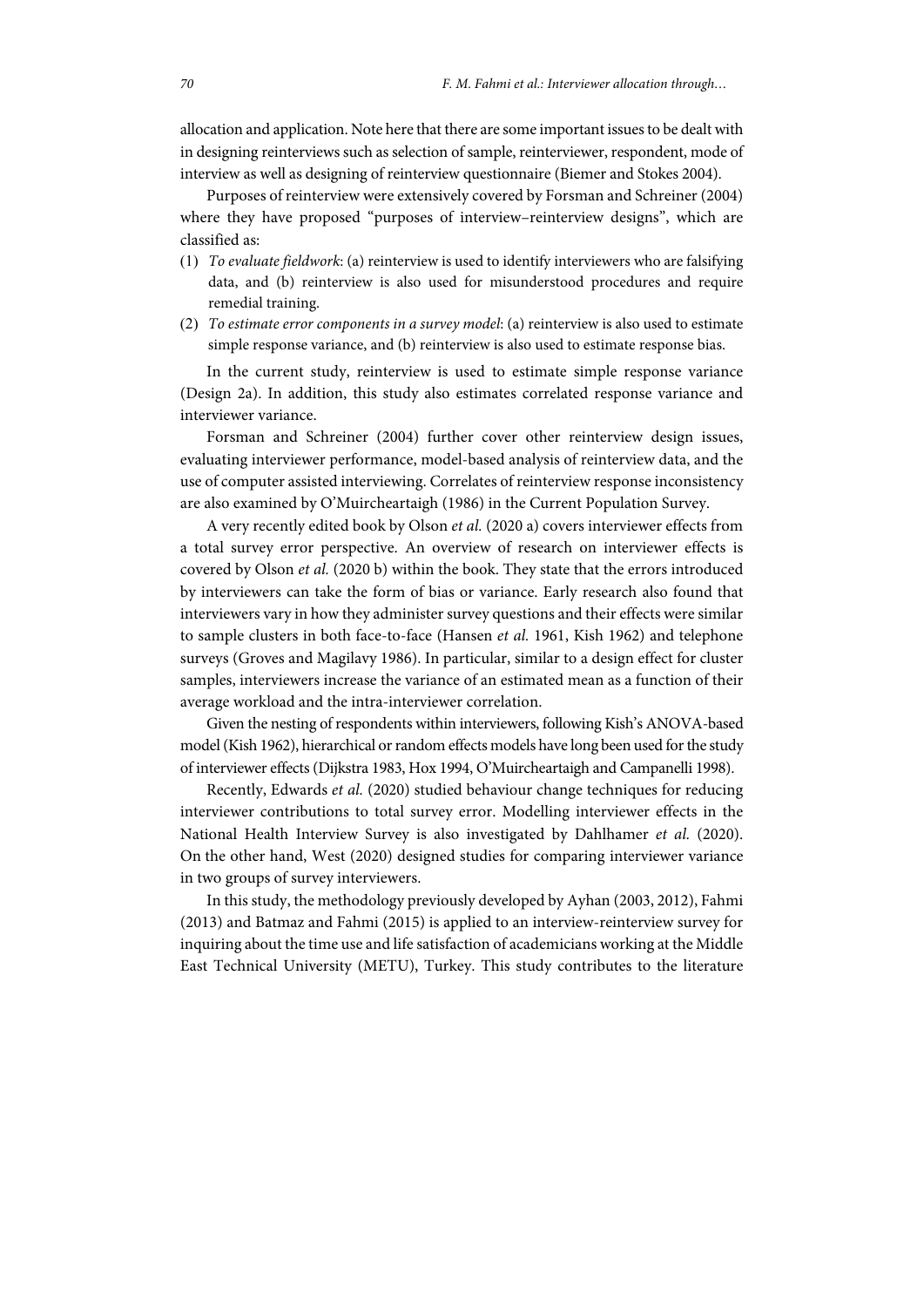allocation and application. Note here that there are some important issues to be dealt with in designing reinterviews such as selection of sample, reinterviewer, respondent, mode of interview as well as designing of reinterview questionnaire (Biemer and Stokes 2004).

Purposes of reinterview were extensively covered by Forsman and Schreiner (2004) where they have proposed "purposes of interview–reinterview designs", which are classified as:

(1) *To evaluate fieldwork*: (a) reinterview is used to identify interviewers who are falsifying data, and (b) reinterview is also used for misunderstood procedures and require remedial training.
(2) *To estimate error components in a survey model*: (a) reinterview is also used to estimate simple response variance, and (b) reinterview is also used to estimate response bias.

In the current study, reinterview is used to estimate simple response variance (Design 2a). In addition, this study also estimates correlated response variance and interviewer variance.

Forsman and Schreiner (2004) further cover other reinterview design issues, evaluating interviewer performance, model-based analysis of reinterview data, and the use of computer assisted interviewing. Correlates of reinterview response inconsistency are also examined by O'Muircheartaigh (1986) in the Current Population Survey.

A very recently edited book by Olson *et al.* (2020 a) covers interviewer effects from a total survey error perspective. An overview of research on interviewer effects is covered by Olson *et al.* (2020 b) within the book. They state that the errors introduced by interviewers can take the form of bias or variance. Early research also found that interviewers vary in how they administer survey questions and their effects were similar to sample clusters in both face-to-face (Hansen *et al.* 1961, Kish 1962) and telephone surveys (Groves and Magilavy 1986). In particular, similar to a design effect for cluster samples, interviewers increase the variance of an estimated mean as a function of their average workload and the intra-interviewer correlation.

Given the nesting of respondents within interviewers, following Kish's ANOVA-based model (Kish 1962), hierarchical or random effects models have long been used for the study of interviewer effects (Dijkstra 1983, Hox 1994, O'Muircheartaigh and Campanelli 1998).

Recently, Edwards *et al.* (2020) studied behaviour change techniques for reducing interviewer contributions to total survey error. Modelling interviewer effects in the National Health Interview Survey is also investigated by Dahlhamer *et al.* (2020). On the other hand, West (2020) designed studies for comparing interviewer variance in two groups of survey interviewers.

In this study, the methodology previously developed by Ayhan (2003, 2012), Fahmi (2013) and Batmaz and Fahmi (2015) is applied to an interview-reinterview survey for inquiring about the time use and life satisfaction of academicians working at the Middle East Technical University (METU), Turkey. This study contributes to the literature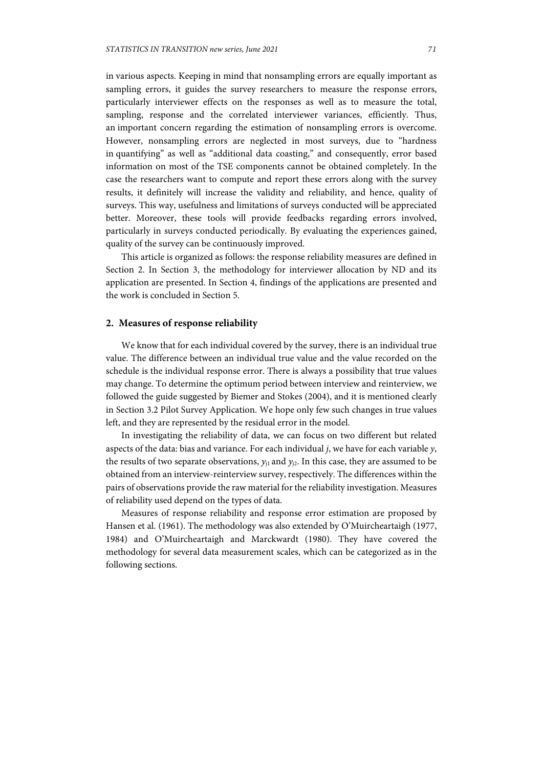in various aspects. Keeping in mind that nonsampling errors are equally important as sampling errors, it guides the survey researchers to measure the response errors, particularly interviewer effects on the responses as well as to measure the total, sampling, response and the correlated interviewer variances, efficiently. Thus, an important concern regarding the estimation of nonsampling errors is overcome. However, nonsampling errors are neglected in most surveys, due to "hardness in quantifying" as well as "additional data coasting," and consequently, error based information on most of the TSE components cannot be obtained completely. In the case the researchers want to compute and report these errors along with the survey results, it definitely will increase the validity and reliability, and hence, quality of surveys. This way, usefulness and limitations of surveys conducted will be appreciated better. Moreover, these tools will provide feedbacks regarding errors involved, particularly in surveys conducted periodically. By evaluating the experiences gained, quality of the survey can be continuously improved.

This article is organized as follows: the response reliability measures are defined in Section 2. In Section 3, the methodology for interviewer allocation by ND and its application are presented. In Section 4, findings of the applications are presented and the work is concluded in Section 5.

## 2. Measures of response reliability

We know that for each individual covered by the survey, there is an individual true value. The difference between an individual true value and the value recorded on the schedule is the individual response error. There is always a possibility that true values may change. To determine the optimum period between interview and reinterview, we followed the guide suggested by Biemer and Stokes (2004), and it is mentioned clearly in Section 3.2 Pilot Survey Application. We hope only few such changes in true values left, and they are represented by the residual error in the model.

In investigating the reliability of data, we can focus on two different but related aspects of the data: bias and variance. For each individual $j$, we have for each variable $y$, the results of two separate observations, $y_{j1}$ and $y_{j2}$. In this case, they are assumed to be obtained from an interview-reinterview survey, respectively. The differences within the pairs of observations provide the raw material for the reliability investigation. Measures of reliability used depend on the types of data.

Measures of response reliability and response error estimation are proposed by Hansen et al. (1961). The methodology was also extended by O'Muircheartaigh (1977, 1984) and O'Muircheartaigh and Marckwardt (1980). They have covered the methodology for several data measurement scales, which can be categorized as in the following sections.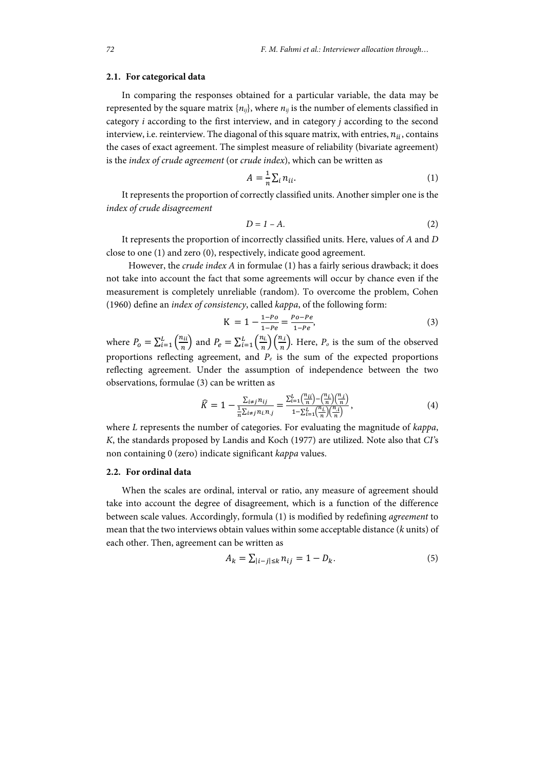### 2.1. For categorical data

In comparing the responses obtained for a particular variable, the data may be represented by the square matrix $\{n_{ij}\}$, where $n_{ij}$ is the number of elements classified in category $i$ according to the first interview, and in category $j$ according to the second interview, i.e. reinterview. The diagonal of this square matrix, with entries, $n_{ii}$, contains the cases of exact agreement. The simplest measure of reliability (bivariate agreement) is the *index of crude agreement* (or *crude index*), which can be written as

$$A = \frac{1}{n}\sum_i n_{ii}. \tag{1}$$

It represents the proportion of correctly classified units. Another simpler one is the *index of crude disagreement*

$$D = 1 - A. \tag{2}$$

It represents the proportion of incorrectly classified units. Here, values of $A$ and $D$ close to one (1) and zero (0), respectively, indicate good agreement.

However, the *crude index A* in formulae (1) has a fairly serious drawback; it does not take into account the fact that some agreements will occur by chance even if the measurement is completely unreliable (random). To overcome the problem, Cohen (1960) define an *index of consistency*, called *kappa*, of the following form:

$$\mathrm{K} = 1 - \frac{1-Po}{1-Pe} = \frac{Po-Pe}{1-Pe}, \tag{3}$$

where $P_o = \sum_{i=1}^{L}\left(\frac{n_{ii}}{n}\right)$ and $P_e = \sum_{i=1}^{L}\left(\frac{n_{i.}}{n}\right)\left(\frac{n_{.i}}{n}\right)$. Here, $P_o$ is the sum of the observed proportions reflecting agreement, and $P_e$ is the sum of the expected proportions reflecting agreement. Under the assumption of independence between the two observations, formulae (3) can be written as

$$\widehat{K} = 1 - \frac{\sum_{i \neq j} n_{ij}}{\frac{1}{n}\sum_{i \neq j} n_{i.}n_{.j}} = \frac{\sum_{i=1}^{L}\left(\frac{n_{ii}}{n}\right) - \left(\frac{n_{i.}}{n}\right)\left(\frac{n_{.i}}{n}\right)}{1 - \sum_{i=1}^{L}\left(\frac{n_{i.}}{n}\right)\left(\frac{n_{.i}}{n}\right)}, \tag{4}$$

where $L$ represents the number of categories. For evaluating the magnitude of *kappa*, $K$, the standards proposed by Landis and Koch (1977) are utilized. Note also that *CI*'s non containing 0 (zero) indicate significant *kappa* values.

### 2.2. For ordinal data

When the scales are ordinal, interval or ratio, any measure of agreement should take into account the degree of disagreement, which is a function of the difference between scale values. Accordingly, formula (1) is modified by redefining *agreement* to mean that the two interviews obtain values within some acceptable distance ($k$ units) of each other. Then, agreement can be written as

$$A_k = \sum_{|i-j| \leq k} n_{ij} = 1 - D_k. \tag{5}$$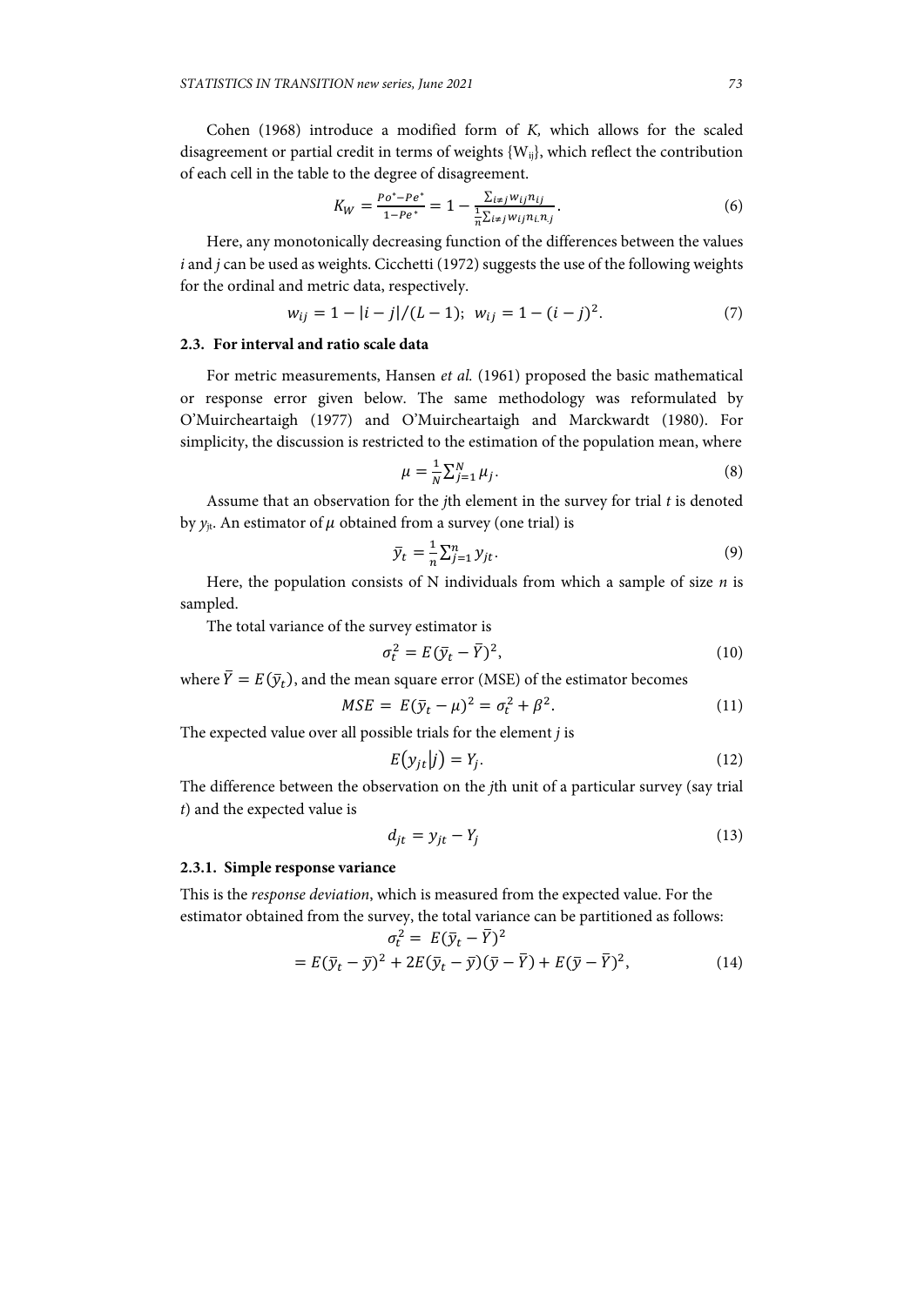Cohen (1968) introduce a modified form of *K*, which allows for the scaled disagreement or partial credit in terms of weights $\{W_{ij}\}$, which reflect the contribution of each cell in the table to the degree of disagreement.

$$K_W = \frac{Po^* - Pe^*}{1 - Pe^*} = 1 - \frac{\sum_{i \neq j} w_{ij} n_{ij}}{\frac{1}{n} \sum_{i \neq j} w_{ij} n_{i.} n_{.j}}. \tag{6}$$

Here, any monotonically decreasing function of the differences between the values *i* and *j* can be used as weights. Cicchetti (1972) suggests the use of the following weights for the ordinal and metric data, respectively.

$$w_{ij} = 1 - |i - j|/(L - 1); \;\; w_{ij} = 1 - (i - j)^2. \tag{7}$$

### 2.3. For interval and ratio scale data

For metric measurements, Hansen *et al.* (1961) proposed the basic mathematical or response error given below. The same methodology was reformulated by O'Muircheartaigh (1977) and O'Muircheartaigh and Marckwardt (1980). For simplicity, the discussion is restricted to the estimation of the population mean, where

$$\mu = \frac{1}{N} \sum_{j=1}^{N} \mu_j. \tag{8}$$

Assume that an observation for the *j*th element in the survey for trial *t* is denoted by $y_{jt}$. An estimator of $\mu$ obtained from a survey (one trial) is

$$\bar{y}_t = \frac{1}{n} \sum_{j=1}^{n} y_{jt}. \tag{9}$$

Here, the population consists of N individuals from which a sample of size *n* is sampled.

The total variance of the survey estimator is

$$\sigma_t^2 = E(\bar{y}_t - \bar{Y})^2, \tag{10}$$

where $\bar{Y} = E(\bar{y}_t)$, and the mean square error (MSE) of the estimator becomes

$$MSE = E(\bar{y}_t - \mu)^2 = \sigma_t^2 + \beta^2. \tag{11}$$

The expected value over all possible trials for the element *j* is

$$E(y_{jt} | j) = Y_j. \tag{12}$$

The difference between the observation on the *j*th unit of a particular survey (say trial *t*) and the expected value is

$$d_{jt} = y_{jt} - Y_j \tag{13}$$

#### 2.3.1. Simple response variance

This is the *response deviation*, which is measured from the expected value. For the estimator obtained from the survey, the total variance can be partitioned as follows:

$$\sigma_t^2 = E(\bar{y}_t - \bar{Y})^2$$
$$= E(\bar{y}_t - \bar{y})^2 + 2E(\bar{y}_t - \bar{y})(\bar{y} - \bar{Y}) + E(\bar{y} - \bar{Y})^2, \tag{14}$$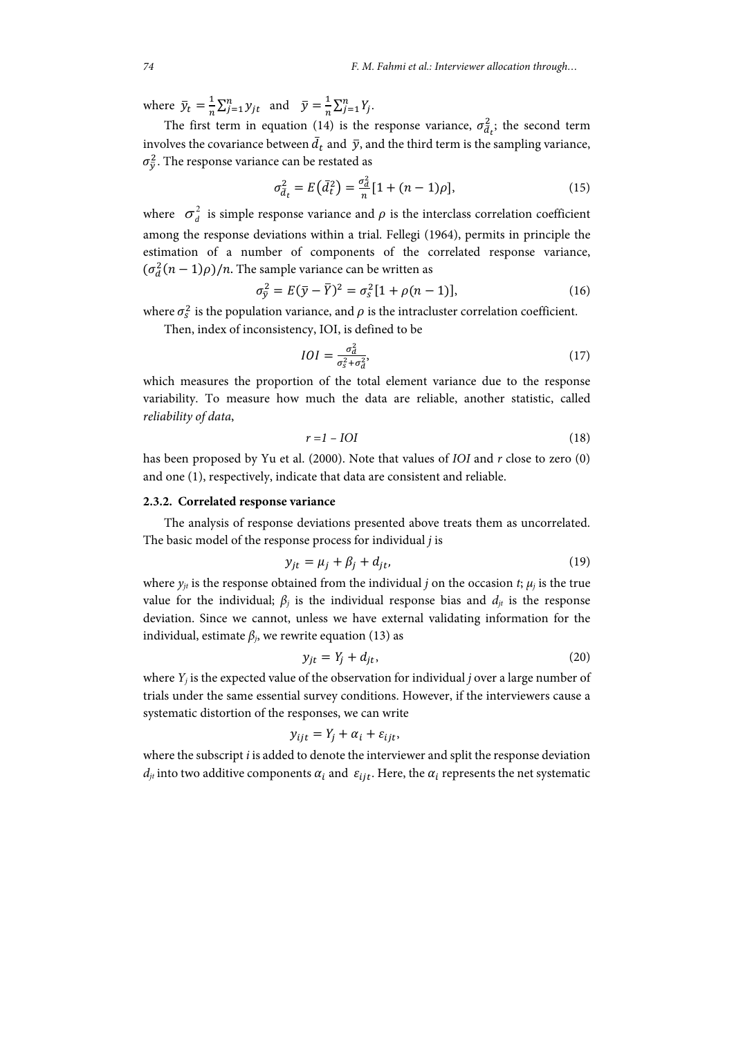where $\bar{y}_t = \frac{1}{n}\sum_{j=1}^{n} y_{jt}$ and $\bar{y} = \frac{1}{n}\sum_{j=1}^{n} Y_j$.

The first term in equation (14) is the response variance, $\sigma^2_{\bar{d}_t}$; the second term involves the covariance between $\bar{d}_t$ and $\bar{y}$, and the third term is the sampling variance, $\sigma^2_{\bar{y}}$. The response variance can be restated as

$$\sigma^2_{\bar{d}_t} = E(\bar{d}_t^2) = \frac{\sigma_d^2}{n}[1 + (n-1)\rho], \tag{15}$$

where $\sigma_d^2$ is simple response variance and $\rho$ is the interclass correlation coefficient among the response deviations within a trial. Fellegi (1964), permits in principle the estimation of a number of components of the correlated response variance, $(\sigma_d^2(n-1)\rho)/n$. The sample variance can be written as

$$\sigma^2_{\bar{y}} = E(\bar{y} - \bar{Y})^2 = \sigma_s^2[1 + \rho(n-1)], \tag{16}$$

where $\sigma_s^2$ is the population variance, and $\rho$ is the intracluster correlation coefficient.

Then, index of inconsistency, IOI, is defined to be

$$IOI = \frac{\sigma_d^2}{\sigma_s^2 + \sigma_d^2}, \tag{17}$$

which measures the proportion of the total element variance due to the response variability. To measure how much the data are reliable, another statistic, called *reliability of data*,

$$r = 1 - IOI \tag{18}$$

has been proposed by Yu et al. (2000). Note that values of *IOI* and *r* close to zero (0) and one (1), respectively, indicate that data are consistent and reliable.

### 2.3.2. Correlated response variance

The analysis of response deviations presented above treats them as uncorrelated. The basic model of the response process for individual *j* is

$$y_{jt} = \mu_j + \beta_j + d_{jt}, \tag{19}$$

where $y_{jt}$ is the response obtained from the individual *j* on the occasion *t*; $\mu_j$ is the true value for the individual; $\beta_j$ is the individual response bias and $d_{jt}$ is the response deviation. Since we cannot, unless we have external validating information for the individual, estimate $\beta_j$, we rewrite equation (13) as

$$y_{jt} = Y_j + d_{jt}, \tag{20}$$

where $Y_j$ is the expected value of the observation for individual *j* over a large number of trials under the same essential survey conditions. However, if the interviewers cause a systematic distortion of the responses, we can write

$$y_{ijt} = Y_j + \alpha_i + \varepsilon_{ijt},$$

where the subscript *i* is added to denote the interviewer and split the response deviation $d_{jt}$ into two additive components $\alpha_i$ and $\varepsilon_{ijt}$. Here, the $\alpha_i$ represents the net systematic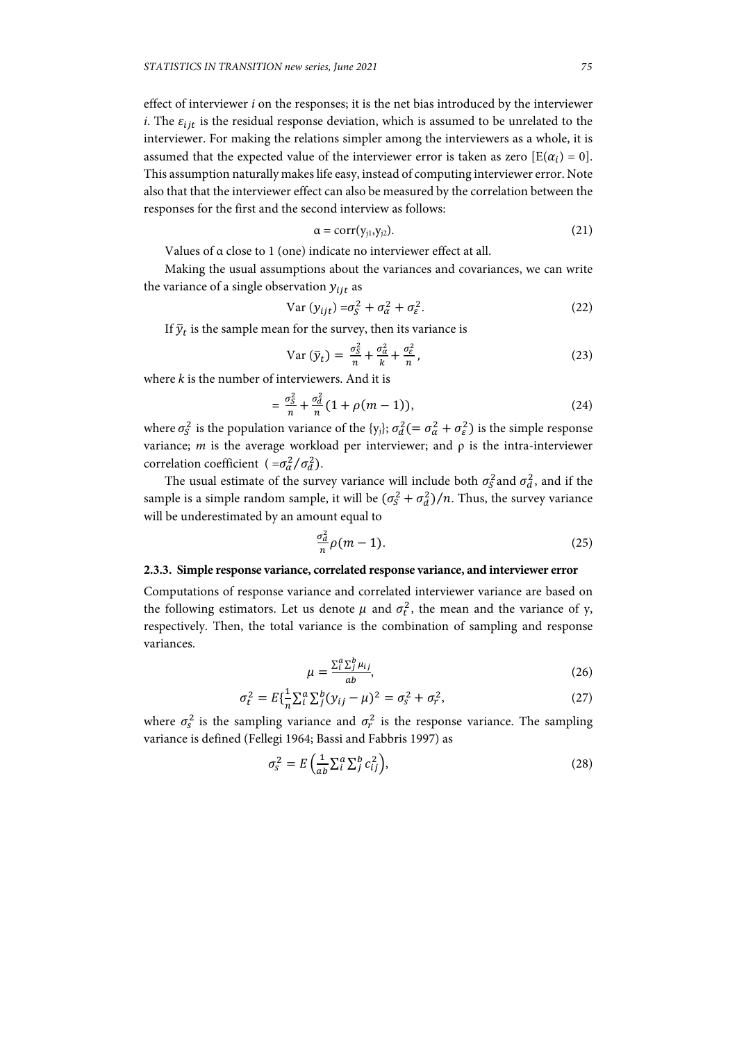effect of interviewer $i$ on the responses; it is the net bias introduced by the interviewer $i$. The $\varepsilon_{ijt}$ is the residual response deviation, which is assumed to be unrelated to the interviewer. For making the relations simpler among the interviewers as a whole, it is assumed that the expected value of the interviewer error is taken as zero [$E(\alpha_i) = 0$]. This assumption naturally makes life easy, instead of computing interviewer error. Note also that that the interviewer effect can also be measured by the correlation between the responses for the first and the second interview as follows:

$$\alpha = \text{corr}(y_{j1}, y_{j2}). \tag{21}$$

Values of α close to 1 (one) indicate no interviewer effect at all.

Making the usual assumptions about the variances and covariances, we can write the variance of a single observation $y_{ijt}$ as

$$\text{Var}\,(y_{ijt}) = \sigma_S^2 + \sigma_\alpha^2 + \sigma_\varepsilon^2. \tag{22}$$

If $\bar{y}_t$ is the sample mean for the survey, then its variance is

$$\text{Var}\,(\bar{y}_t) = \frac{\sigma_S^2}{n} + \frac{\sigma_\alpha^2}{k} + \frac{\sigma_\varepsilon^2}{n}, \tag{23}$$

where $k$ is the number of interviewers. And it is

$$= \frac{\sigma_S^2}{n} + \frac{\sigma_d^2}{n}(1 + \rho(m-1)), \tag{24}$$

where $\sigma_S^2$ is the population variance of the $\{y_j\}$; $\sigma_d^2 (= \sigma_\alpha^2 + \sigma_\varepsilon^2)$ is the simple response variance; $m$ is the average workload per interviewer; and ρ is the intra-interviewer correlation coefficient ( $=\sigma_\alpha^2/\sigma_d^2$).

The usual estimate of the survey variance will include both $\sigma_S^2$ and $\sigma_d^2$, and if the sample is a simple random sample, it will be $(\sigma_S^2 + \sigma_d^2)/n$. Thus, the survey variance will be underestimated by an amount equal to

$$\frac{\sigma_d^2}{n}\rho(m-1). \tag{25}$$

### 2.3.3. Simple response variance, correlated response variance, and interviewer error

Computations of response variance and correlated interviewer variance are based on the following estimators. Let us denote $\mu$ and $\sigma_t^2$, the mean and the variance of y, respectively. Then, the total variance is the combination of sampling and response variances.

$$\mu = \frac{\sum_i^a \sum_j^b \mu_{ij}}{ab}, \tag{26}$$

$$\sigma_t^2 = E\{\frac{1}{n}\sum_i^a \sum_j^b (y_{ij} - \mu)^2 = \sigma_s^2 + \sigma_r^2, \tag{27}$$

where $\sigma_s^2$ is the sampling variance and $\sigma_r^2$ is the response variance. The sampling variance is defined (Fellegi 1964; Bassi and Fabbris 1997) as

$$\sigma_s^2 = E\left(\frac{1}{ab}\sum_i^a \sum_j^b c_{ij}^2\right), \tag{28}$$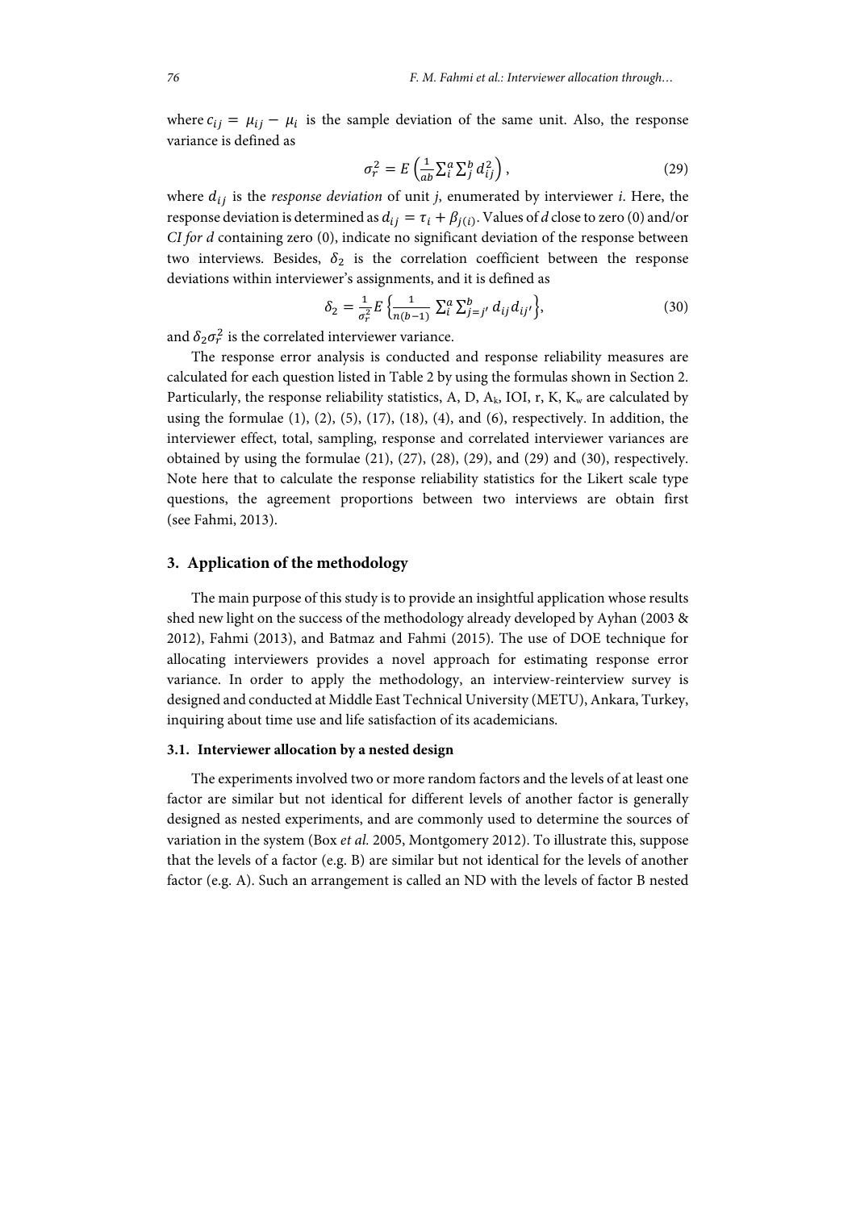where $c_{ij} = \mu_{ij} - \mu_i$ is the sample deviation of the same unit. Also, the response variance is defined as

$$\sigma_r^2 = E\left(\frac{1}{ab}\sum_i^a \sum_j^b d_{ij}^2\right), \tag{29}$$

where $d_{ij}$ is the *response deviation* of unit *j*, enumerated by interviewer *i*. Here, the response deviation is determined as $d_{ij} = \tau_i + \beta_{j(i)}$. Values of *d* close to zero (0) and/or *CI for d* containing zero (0), indicate no significant deviation of the response between two interviews. Besides, $\delta_2$ is the correlation coefficient between the response deviations within interviewer's assignments, and it is defined as

$$\delta_2 = \frac{1}{\sigma_r^2} E\left\{\frac{1}{n(b-1)} \sum_i^a \sum_{j=j'}^b d_{ij} d_{ij'}\right\}, \tag{30}$$

and $\delta_2 \sigma_r^2$ is the correlated interviewer variance.

The response error analysis is conducted and response reliability measures are calculated for each question listed in Table 2 by using the formulas shown in Section 2. Particularly, the response reliability statistics, A, D, $A_k$, IOI, r, K, $K_w$ are calculated by using the formulae (1), (2), (5), (17), (18), (4), and (6), respectively. In addition, the interviewer effect, total, sampling, response and correlated interviewer variances are obtained by using the formulae (21), (27), (28), (29), and (29) and (30), respectively. Note here that to calculate the response reliability statistics for the Likert scale type questions, the agreement proportions between two interviews are obtain first (see Fahmi, 2013).

## 3. Application of the methodology

The main purpose of this study is to provide an insightful application whose results shed new light on the success of the methodology already developed by Ayhan (2003 & 2012), Fahmi (2013), and Batmaz and Fahmi (2015). The use of DOE technique for allocating interviewers provides a novel approach for estimating response error variance. In order to apply the methodology, an interview-reinterview survey is designed and conducted at Middle East Technical University (METU), Ankara, Turkey, inquiring about time use and life satisfaction of its academicians.

### 3.1. Interviewer allocation by a nested design

The experiments involved two or more random factors and the levels of at least one factor are similar but not identical for different levels of another factor is generally designed as nested experiments, and are commonly used to determine the sources of variation in the system (Box *et al.* 2005, Montgomery 2012). To illustrate this, suppose that the levels of a factor (e.g. B) are similar but not identical for the levels of another factor (e.g. A). Such an arrangement is called an ND with the levels of factor B nested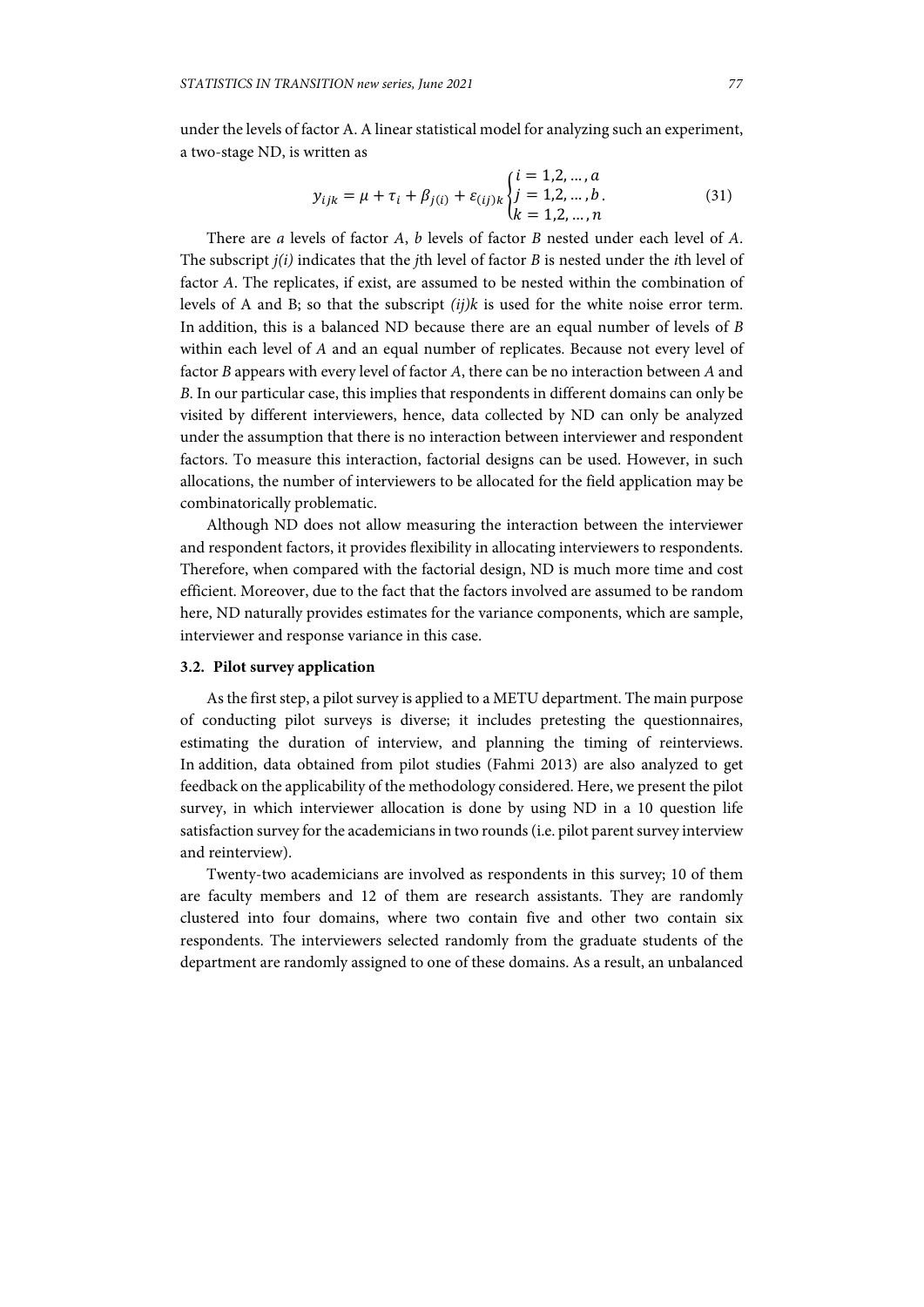under the levels of factor A. A linear statistical model for analyzing such an experiment, a two-stage ND, is written as

$$y_{ijk} = \mu + \tau_i + \beta_{j(i)} + \varepsilon_{(ij)k} \begin{cases} i = 1,2,\ldots,a \\ j = 1,2,\ldots,b \\ k = 1,2,\ldots,n \end{cases}. \tag{31}$$

There are *a* levels of factor *A*, *b* levels of factor *B* nested under each level of *A*. The subscript *j(i)* indicates that the *j*th level of factor *B* is nested under the *i*th level of factor *A*. The replicates, if exist, are assumed to be nested within the combination of levels of A and B; so that the subscript *(ij)k* is used for the white noise error term. In addition, this is a balanced ND because there are an equal number of levels of *B* within each level of *A* and an equal number of replicates. Because not every level of factor *B* appears with every level of factor *A*, there can be no interaction between *A* and *B*. In our particular case, this implies that respondents in different domains can only be visited by different interviewers, hence, data collected by ND can only be analyzed under the assumption that there is no interaction between interviewer and respondent factors. To measure this interaction, factorial designs can be used. However, in such allocations, the number of interviewers to be allocated for the field application may be combinatorically problematic.

Although ND does not allow measuring the interaction between the interviewer and respondent factors, it provides flexibility in allocating interviewers to respondents. Therefore, when compared with the factorial design, ND is much more time and cost efficient. Moreover, due to the fact that the factors involved are assumed to be random here, ND naturally provides estimates for the variance components, which are sample, interviewer and response variance in this case.

### 3.2. Pilot survey application

As the first step, a pilot survey is applied to a METU department. The main purpose of conducting pilot surveys is diverse; it includes pretesting the questionnaires, estimating the duration of interview, and planning the timing of reinterviews. In addition, data obtained from pilot studies (Fahmi 2013) are also analyzed to get feedback on the applicability of the methodology considered. Here, we present the pilot survey, in which interviewer allocation is done by using ND in a 10 question life satisfaction survey for the academicians in two rounds (i.e. pilot parent survey interview and reinterview).

Twenty-two academicians are involved as respondents in this survey; 10 of them are faculty members and 12 of them are research assistants. They are randomly clustered into four domains, where two contain five and other two contain six respondents. The interviewers selected randomly from the graduate students of the department are randomly assigned to one of these domains. As a result, an unbalanced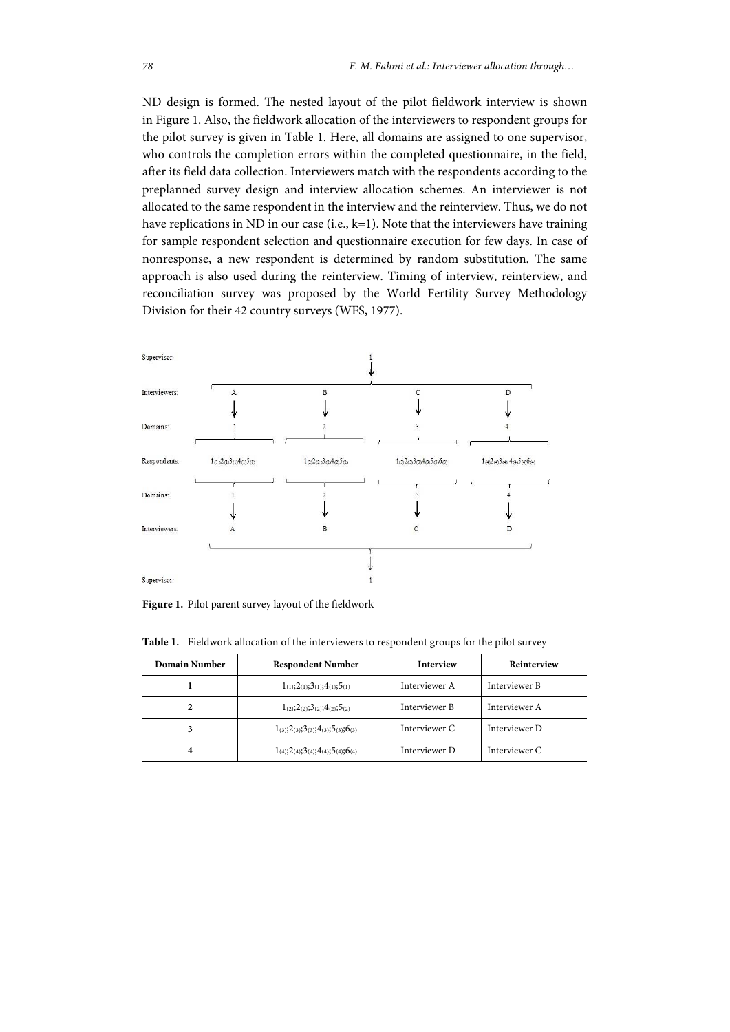ND design is formed. The nested layout of the pilot fieldwork interview is shown in Figure 1. Also, the fieldwork allocation of the interviewers to respondent groups for the pilot survey is given in Table 1. Here, all domains are assigned to one supervisor, who controls the completion errors within the completed questionnaire, in the field, after its field data collection. Interviewers match with the respondents according to the preplanned survey design and interview allocation schemes. An interviewer is not allocated to the same respondent in the interview and the reinterview. Thus, we do not have replications in ND in our case (i.e., k=1). Note that the interviewers have training for sample respondent selection and questionnaire execution for few days. In case of nonresponse, a new respondent is determined by random substitution. The same approach is also used during the reinterview. Timing of interview, reinterview, and reconciliation survey was proposed by the World Fertility Survey Methodology Division for their 42 country surveys (WFS, 1977).

**Figure 1.** Pilot parent survey layout of the fieldwork

**Table 1.** Fieldwork allocation of the interviewers to respondent groups for the pilot survey

| Domain Number | Respondent Number | Interview | Reinterview |
|---|---|---|---|
| 1 | $1_{(1)};2_{(1)};3_{(1)};4_{(1)};5_{(1)}$ | Interviewer A | Interviewer B |
| 2 | $1_{(2)};2_{(2)};3_{(2)};4_{(2)};5_{(2)}$ | Interviewer B | Interviewer A |
| 3 | $1_{(3)};2_{(3)};3_{(3)};4_{(3)};5_{(3)};6_{(3)}$ | Interviewer C | Interviewer D |
| 4 | $1_{(4)};2_{(4)};3_{(4)};4_{(4)};5_{(4)};6_{(4)}$ | Interviewer D | Interviewer C |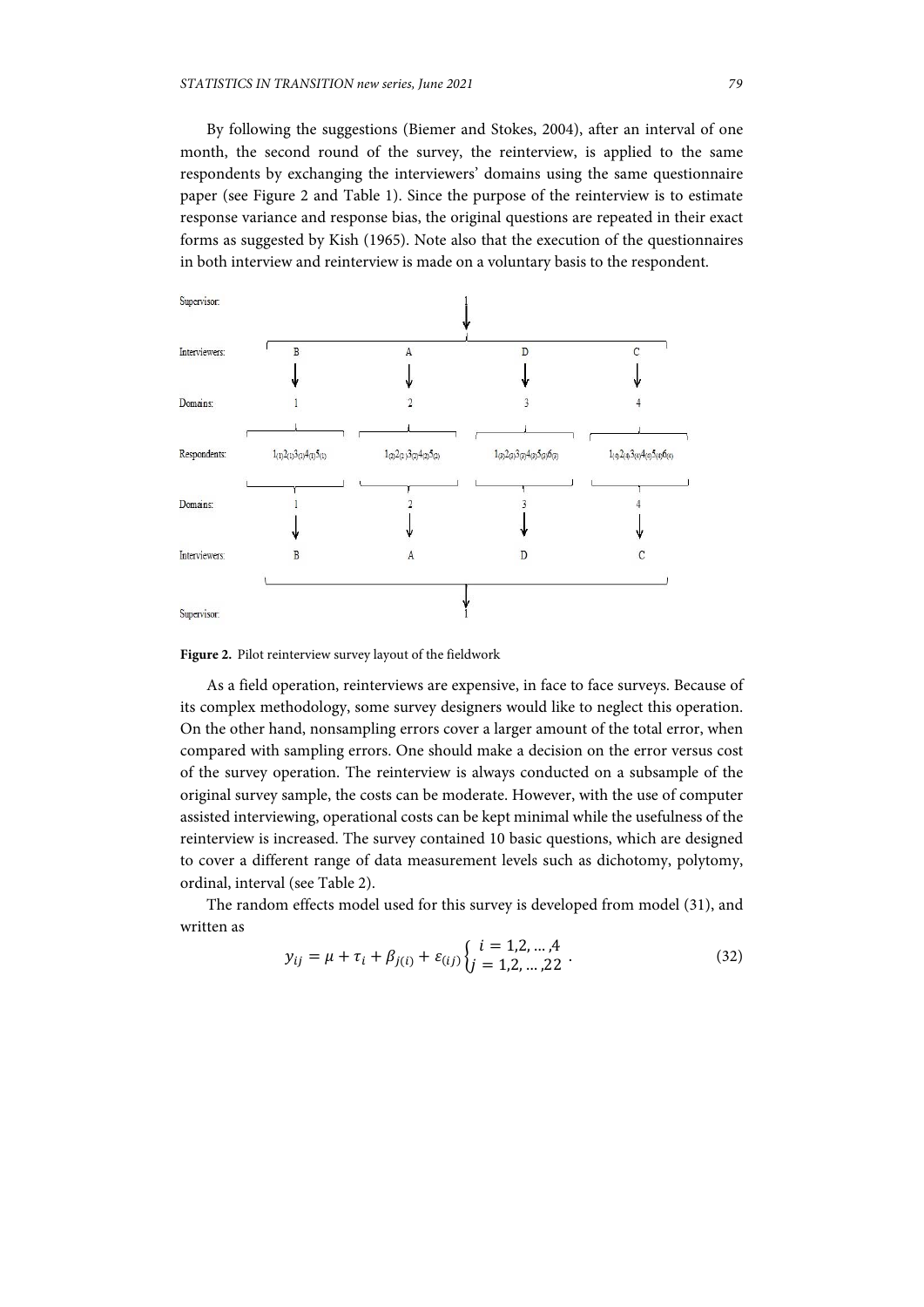By following the suggestions (Biemer and Stokes, 2004), after an interval of one month, the second round of the survey, the reinterview, is applied to the same respondents by exchanging the interviewers' domains using the same questionnaire paper (see Figure 2 and Table 1). Since the purpose of the reinterview is to estimate response variance and response bias, the original questions are repeated in their exact forms as suggested by Kish (1965). Note also that the execution of the questionnaires in both interview and reinterview is made on a voluntary basis to the respondent.

Supervisor: 1

Interviewers: B, A, D, C

Domains: 1, 2, 3, 4

Respondents: $1_{(1)}2_{(1)}3_{(1)}4_{(1)}5_{(1)}$, $1_{(2)}2_{(2)}3_{(2)}4_{(2)}5_{(2)}$, $1_{(3)}2_{(3)}3_{(3)}4_{(3)}5_{(3)}6_{(3)}$, $1_{(4)}2_{(4)}3_{(4)}4_{(4)}5_{(4)}6_{(4)}$

Domains: 1, 2, 3, 4

Interviewers: B, A, D, C

Supervisor: 1

**Figure 2.** Pilot reinterview survey layout of the fieldwork

As a field operation, reinterviews are expensive, in face to face surveys. Because of its complex methodology, some survey designers would like to neglect this operation. On the other hand, nonsampling errors cover a larger amount of the total error, when compared with sampling errors. One should make a decision on the error versus cost of the survey operation. The reinterview is always conducted on a subsample of the original survey sample, the costs can be moderate. However, with the use of computer assisted interviewing, operational costs can be kept minimal while the usefulness of the reinterview is increased. The survey contained 10 basic questions, which are designed to cover a different range of data measurement levels such as dichotomy, polytomy, ordinal, interval (see Table 2).

The random effects model used for this survey is developed from model (31), and written as

$$y_{ij} = \mu + \tau_i + \beta_{j(i)} + \varepsilon_{(ij)} \begin{cases} i = 1,2,\dots,4 \\ j = 1,2,\dots,22 \end{cases}. \tag{32}$$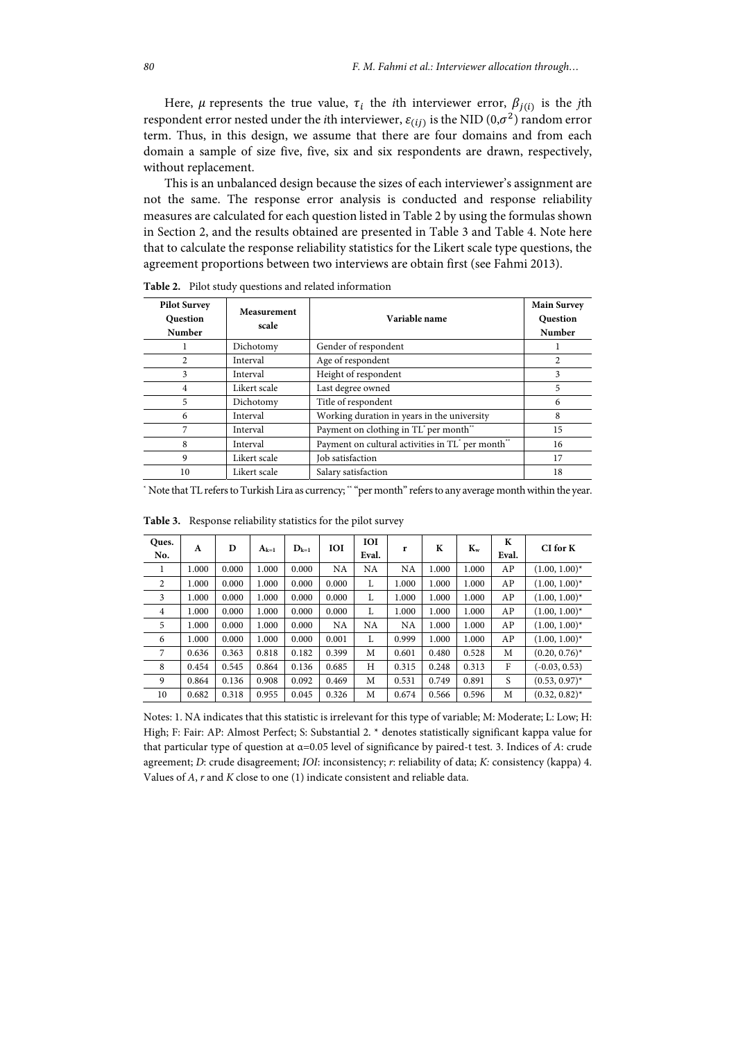Here, $\mu$ represents the true value, $\tau_i$ the $i$th interviewer error, $\beta_{j(i)}$ is the $j$th respondent error nested under the $i$th interviewer, $\varepsilon_{(ij)}$ is the NID $(0,\sigma^2)$ random error term. Thus, in this design, we assume that there are four domains and from each domain a sample of size five, five, six and six respondents are drawn, respectively, without replacement.

This is an unbalanced design because the sizes of each interviewer's assignment are not the same. The response error analysis is conducted and response reliability measures are calculated for each question listed in Table 2 by using the formulas shown in Section 2, and the results obtained are presented in Table 3 and Table 4. Note here that to calculate the response reliability statistics for the Likert scale type questions, the agreement proportions between two interviews are obtain first (see Fahmi 2013).

**Table 2.** Pilot study questions and related information

| Pilot Survey Question Number | Measurement scale | Variable name | Main Survey Question Number |
|---|---|---|---|
| 1 | Dichotomy | Gender of respondent | 1 |
| 2 | Interval | Age of respondent | 2 |
| 3 | Interval | Height of respondent | 3 |
| 4 | Likert scale | Last degree owned | 5 |
| 5 | Dichotomy | Title of respondent | 6 |
| 6 | Interval | Working duration in years in the university | 8 |
| 7 | Interval | Payment on clothing in TL* per month** | 15 |
| 8 | Interval | Payment on cultural activities in TL* per month** | 16 |
| 9 | Likert scale | Job satisfaction | 17 |
| 10 | Likert scale | Salary satisfaction | 18 |

* Note that TL refers to Turkish Lira as currency; ** "per month" refers to any average month within the year.

**Table 3.** Response reliability statistics for the pilot survey

| Ques. No. | A | D | $A_{k=1}$ | $D_{k=1}$ | IOI | IOI Eval. | r | K | $K_w$ | K Eval. | CI for K |
|---|---|---|---|---|---|---|---|---|---|---|---|
| 1 | 1.000 | 0.000 | 1.000 | 0.000 | NA | NA | NA | 1.000 | 1.000 | AP | (1.00, 1.00)* |
| 2 | 1.000 | 0.000 | 1.000 | 0.000 | 0.000 | L | 1.000 | 1.000 | 1.000 | AP | (1.00, 1.00)* |
| 3 | 1.000 | 0.000 | 1.000 | 0.000 | 0.000 | L | 1.000 | 1.000 | 1.000 | AP | (1.00, 1.00)* |
| 4 | 1.000 | 0.000 | 1.000 | 0.000 | 0.000 | L | 1.000 | 1.000 | 1.000 | AP | (1.00, 1.00)* |
| 5 | 1.000 | 0.000 | 1.000 | 0.000 | NA | NA | NA | 1.000 | 1.000 | AP | (1.00, 1.00)* |
| 6 | 1.000 | 0.000 | 1.000 | 0.000 | 0.001 | L | 0.999 | 1.000 | 1.000 | AP | (1.00, 1.00)* |
| 7 | 0.636 | 0.363 | 0.818 | 0.182 | 0.399 | M | 0.601 | 0.480 | 0.528 | M | (0.20, 0.76)* |
| 8 | 0.454 | 0.545 | 0.864 | 0.136 | 0.685 | H | 0.315 | 0.248 | 0.313 | F | (-0.03, 0.53) |
| 9 | 0.864 | 0.136 | 0.908 | 0.092 | 0.469 | M | 0.531 | 0.749 | 0.891 | S | (0.53, 0.97)* |
| 10 | 0.682 | 0.318 | 0.955 | 0.045 | 0.326 | M | 0.674 | 0.566 | 0.596 | M | (0.32, 0.82)* |

Notes: 1. NA indicates that this statistic is irrelevant for this type of variable; M: Moderate; L: Low; H: High; F: Fair: AP: Almost Perfect; S: Substantial 2. * denotes statistically significant kappa value for that particular type of question at $\alpha$=0.05 level of significance by paired-t test. 3. Indices of *A*: crude agreement; *D*: crude disagreement; *IOI*: inconsistency; *r*: reliability of data; *K:* consistency (kappa) 4. Values of *A*, *r* and *K* close to one (1) indicate consistent and reliable data.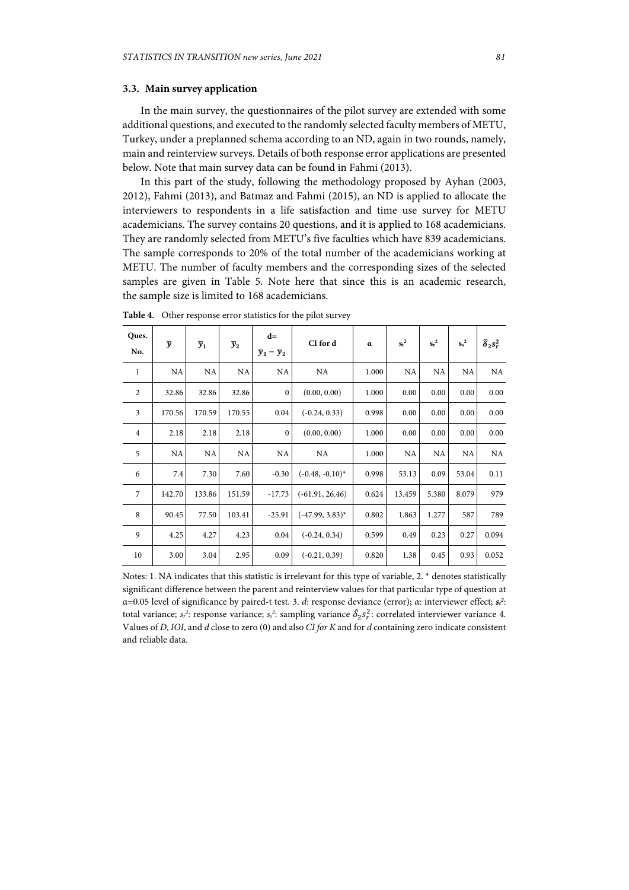### 3.3. Main survey application

In the main survey, the questionnaires of the pilot survey are extended with some additional questions, and executed to the randomly selected faculty members of METU, Turkey, under a preplanned schema according to an ND, again in two rounds, namely, main and reinterview surveys. Details of both response error applications are presented below. Note that main survey data can be found in Fahmi (2013).

In this part of the study, following the methodology proposed by Ayhan (2003, 2012), Fahmi (2013), and Batmaz and Fahmi (2015), an ND is applied to allocate the interviewers to respondents in a life satisfaction and time use survey for METU academicians. The survey contains 20 questions, and it is applied to 168 academicians. They are randomly selected from METU's five faculties which have 839 academicians. The sample corresponds to 20% of the total number of the academicians working at METU. The number of faculty members and the corresponding sizes of the selected samples are given in Table 5. Note here that since this is an academic research, the sample size is limited to 168 academicians.

**Table 4.** Other response error statistics for the pilot survey

| Ques. No. | $\bar{y}$ | $\bar{y}_1$ | $\bar{y}_2$ | d= $\bar{y}_1 - \bar{y}_2$ | CI for d | α | $s_t^2$ | $s_r^2$ | $s_s^2$ | $\hat{\delta}_2 s_r^2$ |
|---|---|---|---|---|---|---|---|---|---|---|
| 1 | NA | NA | NA | NA | NA | 1.000 | NA | NA | NA | NA |
| 2 | 32.86 | 32.86 | 32.86 | 0 | (0.00, 0.00) | 1.000 | 0.00 | 0.00 | 0.00 | 0.00 |
| 3 | 170.56 | 170.59 | 170.55 | 0.04 | (-0.24, 0.33) | 0.998 | 0.00 | 0.00 | 0.00 | 0.00 |
| 4 | 2.18 | 2.18 | 2.18 | 0 | (0.00, 0.00) | 1.000 | 0.00 | 0.00 | 0.00 | 0.00 |
| 5 | NA | NA | NA | NA | NA | 1.000 | NA | NA | NA | NA |
| 6 | 7.4 | 7.30 | 7.60 | -0.30 | (-0.48, -0.10)* | 0.998 | 53.13 | 0.09 | 53.04 | 0.11 |
| 7 | 142.70 | 133.86 | 151.59 | -17.73 | (-61.91, 26.46) | 0.624 | 13.459 | 5.380 | 8.079 | 979 |
| 8 | 90.45 | 77.50 | 103.41 | -25.91 | (-47.99, 3.83)* | 0.802 | 1.863 | 1.277 | 587 | 789 |
| 9 | 4.25 | 4.27 | 4.23 | 0.04 | (-0.24, 0.34) | 0.599 | 0.49 | 0.23 | 0.27 | 0.094 |
| 10 | 3.00 | 3.04 | 2.95 | 0.09 | (-0.21, 0.39) | 0.820 | 1.38 | 0.45 | 0.93 | 0.052 |

Notes: 1. NA indicates that this statistic is irrelevant for this type of variable, 2. * denotes statistically significant difference between the parent and reinterview values for that particular type of question at α=0.05 level of significance by paired-t test. 3. *d*: response deviance (error); *α*: interviewer effect; $s_t^2$: total variance; $s_r^2$: response variance; $s_s^2$: sampling variance $\hat{\delta}_2 s_r^2$: correlated interviewer variance 4. Values of *D*, *IOI*, and *d* close to zero (0) and also *CI for K* and for *d* containing zero indicate consistent and reliable data.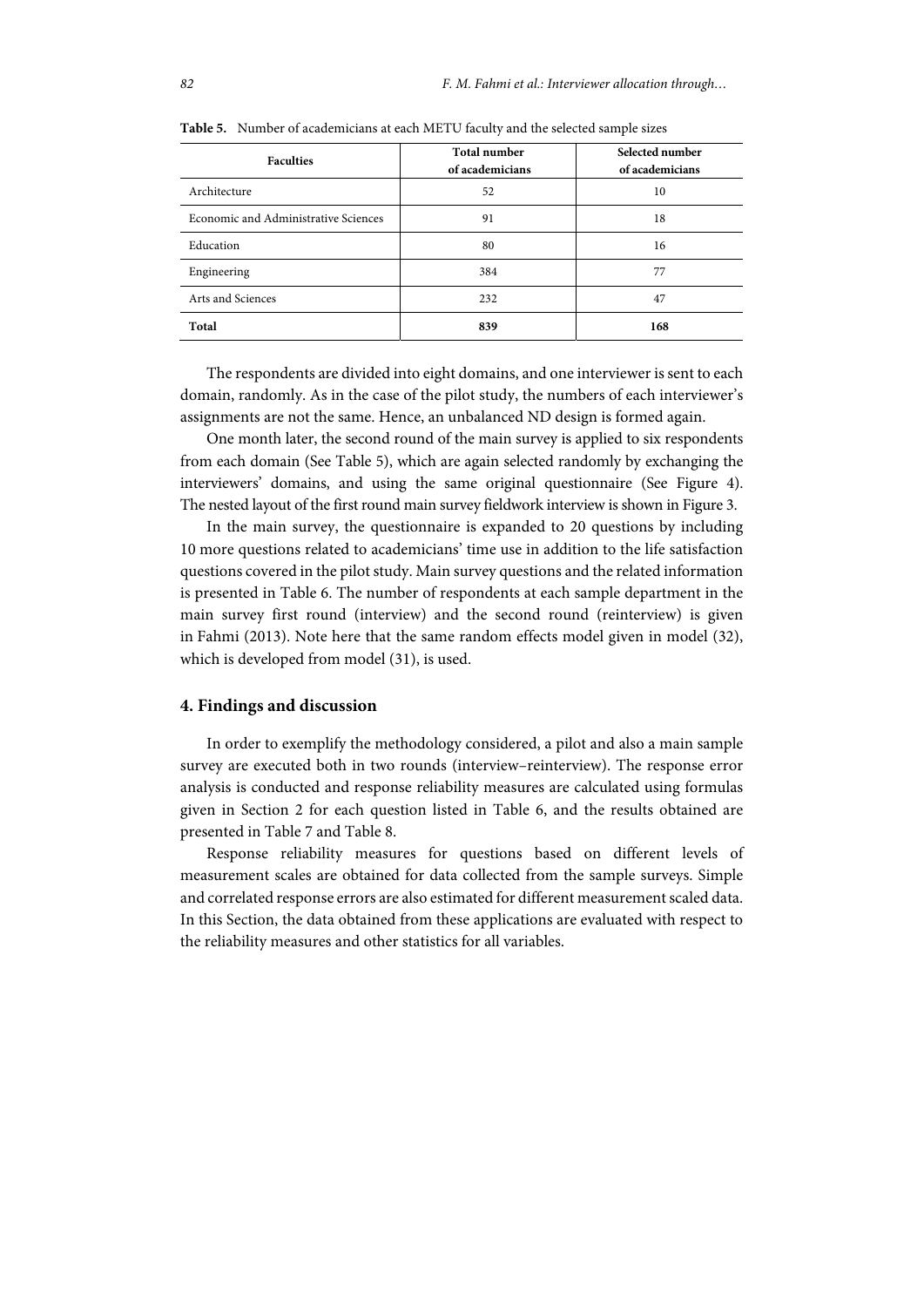**Table 5.** Number of academicians at each METU faculty and the selected sample sizes

| Faculties | Total number of academicians | Selected number of academicians |
|---|---|---|
| Architecture | 52 | 10 |
| Economic and Administrative Sciences | 91 | 18 |
| Education | 80 | 16 |
| Engineering | 384 | 77 |
| Arts and Sciences | 232 | 47 |
| **Total** | **839** | **168** |

The respondents are divided into eight domains, and one interviewer is sent to each domain, randomly. As in the case of the pilot study, the numbers of each interviewer's assignments are not the same. Hence, an unbalanced ND design is formed again.

One month later, the second round of the main survey is applied to six respondents from each domain (See Table 5), which are again selected randomly by exchanging the interviewers' domains, and using the same original questionnaire (See Figure 4). The nested layout of the first round main survey fieldwork interview is shown in Figure 3.

In the main survey, the questionnaire is expanded to 20 questions by including 10 more questions related to academicians' time use in addition to the life satisfaction questions covered in the pilot study. Main survey questions and the related information is presented in Table 6. The number of respondents at each sample department in the main survey first round (interview) and the second round (reinterview) is given in Fahmi (2013). Note here that the same random effects model given in model (32), which is developed from model (31), is used.

## 4. Findings and discussion

In order to exemplify the methodology considered, a pilot and also a main sample survey are executed both in two rounds (interview–reinterview). The response error analysis is conducted and response reliability measures are calculated using formulas given in Section 2 for each question listed in Table 6, and the results obtained are presented in Table 7 and Table 8.

Response reliability measures for questions based on different levels of measurement scales are obtained for data collected from the sample surveys. Simple and correlated response errors are also estimated for different measurement scaled data. In this Section, the data obtained from these applications are evaluated with respect to the reliability measures and other statistics for all variables.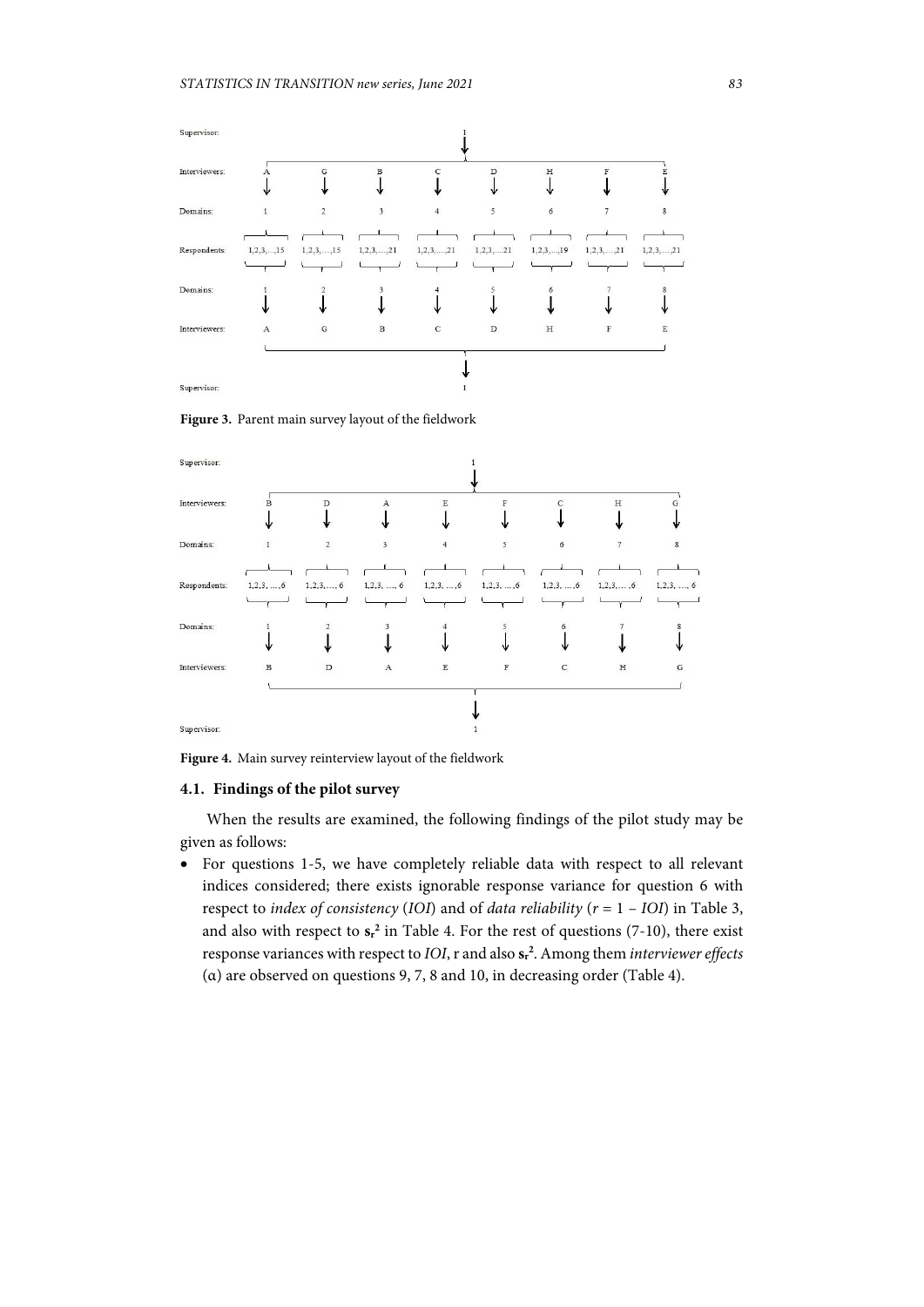Supervisor: 1

Interviewers: A G B C D H F E

Domains: 1 2 3 4 5 6 7 8

Respondents: 1,2,3,...,15 1,2,3,...,15 1,2,3,...,21 1,2,3,...,21 1,2,3,...21 1,2,3,...,19 1,2,3,...,21 1,2,3,...,21

Domains: 1 2 3 4 5 6 7 8

Interviewers: A G B C D H F E

Supervisor: 1

**Figure 3.** Parent main survey layout of the fieldwork

Supervisor: 1

Interviewers: B D A E F C H G

Domains: 1 2 3 4 5 6 7 8

Respondents: 1,2,3, ...,6 1,2,3,..., 6 1,2,3, ..., 6 1,2,3, ...,6 1,2,3, ...,6 1,2,3, ...,6 1,2,3,... ,6 1,2,3, ..., 6

Domains: 1 2 3 4 5 6 7 8

Interviewers: B D A E F C H G

Supervisor: 1

**Figure 4.** Main survey reinterview layout of the fieldwork

### 4.1. Findings of the pilot survey

When the results are examined, the following findings of the pilot study may be given as follows:

- For questions 1-5, we have completely reliable data with respect to all relevant indices considered; there exists ignorable response variance for question 6 with respect to *index of consistency* (*IOI*) and of *data reliability* ($r = 1 - IOI$) in Table 3, and also with respect to $\mathbf{s_r^2}$ in Table 4. For the rest of questions (7-10), there exist response variances with respect to *IOI*, r and also $\mathbf{s_r^2}$. Among them *interviewer effects* ($\alpha$) are observed on questions 9, 7, 8 and 10, in decreasing order (Table 4).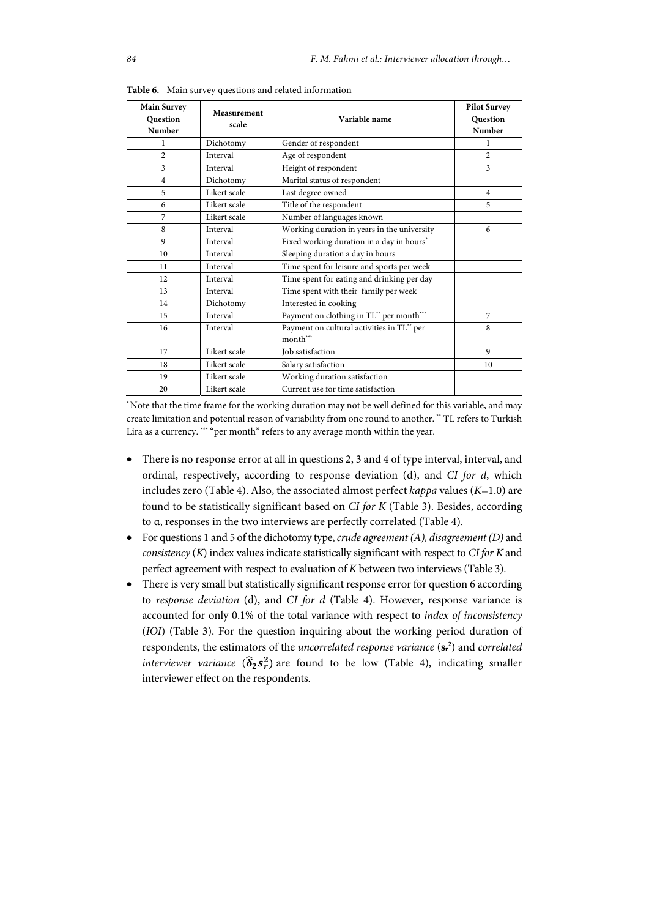**Table 6.** Main survey questions and related information

| Main Survey Question Number | Measurement scale | Variable name | Pilot Survey Question Number |
|---|---|---|---|
| 1 | Dichotomy | Gender of respondent | 1 |
| 2 | Interval | Age of respondent | 2 |
| 3 | Interval | Height of respondent | 3 |
| 4 | Dichotomy | Marital status of respondent | |
| 5 | Likert scale | Last degree owned | 4 |
| 6 | Likert scale | Title of the respondent | 5 |
| 7 | Likert scale | Number of languages known | |
| 8 | Interval | Working duration in years in the university | 6 |
| 9 | Interval | Fixed working duration in a day in hours* | |
| 10 | Interval | Sleeping duration a day in hours | |
| 11 | Interval | Time spent for leisure and sports per week | |
| 12 | Interval | Time spent for eating and drinking per day | |
| 13 | Interval | Time spent with their family per week | |
| 14 | Dichotomy | Interested in cooking | |
| 15 | Interval | Payment on clothing in TL** per month*** | 7 |
| 16 | Interval | Payment on cultural activities in TL** per month*** | 8 |
| 17 | Likert scale | Job satisfaction | 9 |
| 18 | Likert scale | Salary satisfaction | 10 |
| 19 | Likert scale | Working duration satisfaction | |
| 20 | Likert scale | Current use for time satisfaction | |

* Note that the time frame for the working duration may not be well defined for this variable, and may create limitation and potential reason of variability from one round to another. ** TL refers to Turkish Lira as a currency. *** "per month" refers to any average month within the year.

- There is no response error at all in questions 2, 3 and 4 of type interval, interval, and ordinal, respectively, according to response deviation (d), and *CI for d*, which includes zero (Table 4). Also, the associated almost perfect *kappa* values ($K$=1.0) are found to be statistically significant based on *CI for K* (Table 3). Besides, according to α, responses in the two interviews are perfectly correlated (Table 4).
- For questions 1 and 5 of the dichotomy type, *crude agreement (A), disagreement (D)* and *consistency* ($K$) index values indicate statistically significant with respect to *CI for K* and perfect agreement with respect to evaluation of $K$ between two interviews (Table 3).
- There is very small but statistically significant response error for question 6 according to *response deviation* (d), and *CI for d* (Table 4). However, response variance is accounted for only 0.1% of the total variance with respect to *index of inconsistency* (*IOI*) (Table 3). For the question inquiring about the working period duration of respondents, the estimators of the *uncorrelated response variance* ($s_r^2$) and *correlated interviewer variance* ($\hat{\delta}_2 s_r^2$) are found to be low (Table 4), indicating smaller interviewer effect on the respondents.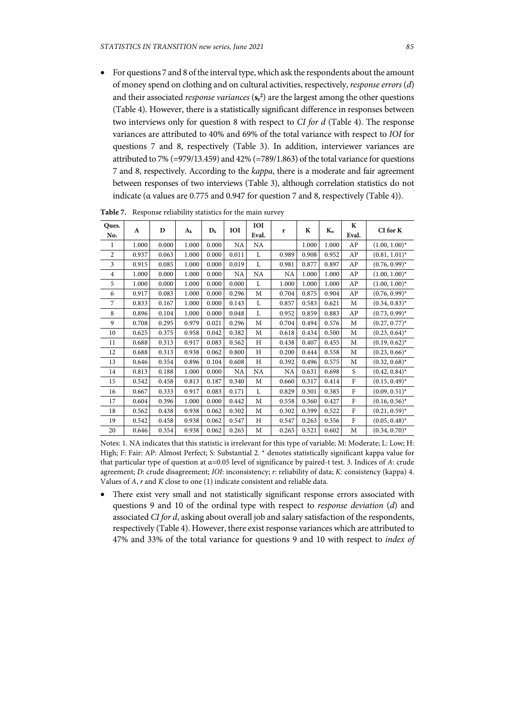- For questions 7 and 8 of the interval type, which ask the respondents about the amount of money spend on clothing and on cultural activities, respectively, *response errors* ($d$) and their associated *response variances* ($\mathbf{s}_r^2$) are the largest among the other questions (Table 4). However, there is a statistically significant difference in responses between two interviews only for question 8 with respect to *CI for d* (Table 4). The response variances are attributed to 40% and 69% of the total variance with respect to *IOI* for questions 7 and 8, respectively (Table 3). In addition, interviewer variances are attributed to 7% (=979/13.459) and 42% (=789/1.863) of the total variance for questions 7 and 8, respectively. According to the *kappa*, there is a moderate and fair agreement between responses of two interviews (Table 3), although correlation statistics do not indicate (α values are 0.775 and 0.947 for question 7 and 8, respectively (Table 4)).

**Table 7.** Response reliability statistics for the main survey

| Ques. No. | A | D | $A_k$ | $D_k$ | IOI | IOI Eval. | r | K | $K_w$ | K Eval. | CI for K |
|---|---|---|---|---|---|---|---|---|---|---|---|
| 1 | 1.000 | 0.000 | 1.000 | 0.000 | NA | NA | | 1.000 | 1.000 | AP | (1.00, 1.00)* |
| 2 | 0.937 | 0.063 | 1.000 | 0.000 | 0.011 | L | 0.989 | 0.908 | 0.952 | AP | (0.81, 1.01)* |
| 3 | 0.915 | 0.085 | 1.000 | 0.000 | 0.019 | L | 0.981 | 0.877 | 0.897 | AP | (0.76, 0.99)* |
| 4 | 1.000 | 0.000 | 1.000 | 0.000 | NA | NA | NA | 1.000 | 1.000 | AP | (1.00, 1.00)* |
| 5 | 1.000 | 0.000 | 1.000 | 0.000 | 0.000 | L | 1.000 | 1.000 | 1.000 | AP | (1.00, 1.00)* |
| 6 | 0.917 | 0.083 | 1.000 | 0.000 | 0.296 | M | 0.704 | 0.875 | 0.904 | AP | (0.76, 0.99)* |
| 7 | 0.833 | 0.167 | 1.000 | 0.000 | 0.143 | L | 0.857 | 0.583 | 0.621 | M | (0.34, 0.83)* |
| 8 | 0.896 | 0.104 | 1.000 | 0.000 | 0.048 | L | 0.952 | 0.859 | 0.883 | AP | (0.73, 0.99)* |
| 9 | 0.708 | 0.295 | 0.979 | 0.021 | 0.296 | M | 0.704 | 0.494 | 0.576 | M | (0.27, 0.77)* |
| 10 | 0.625 | 0.375 | 0.958 | 0.042 | 0.382 | M | 0.618 | 0.434 | 0.500 | M | (0.23, 0.64)* |
| 11 | 0.688 | 0.313 | 0.917 | 0.083 | 0.562 | H | 0.438 | 0.407 | 0.455 | M | (0.19, 0.62)* |
| 12 | 0.688 | 0.313 | 0.938 | 0.062 | 0.800 | H | 0.200 | 0.444 | 0.558 | M | (0.23, 0.66)* |
| 13 | 0.646 | 0.354 | 0.896 | 0.104 | 0.608 | H | 0.392 | 0.496 | 0.575 | M | (0.32, 0.68)* |
| 14 | 0.813 | 0.188 | 1.000 | 0.000 | NA | NA | NA | 0.631 | 0.698 | S | (0.42, 0.84)* |
| 15 | 0.542 | 0.458 | 0.813 | 0.187 | 0.340 | M | 0.660 | 0.317 | 0.414 | F | (0.15, 0.49)* |
| 16 | 0.667 | 0.333 | 0.917 | 0.083 | 0.171 | L | 0.829 | 0.301 | 0.385 | F | (0.09, 0.51)* |
| 17 | 0.604 | 0.396 | 1.000 | 0.000 | 0.442 | M | 0.558 | 0.360 | 0.427 | F | (0.16, 0.56)* |
| 18 | 0.562 | 0.438 | 0.938 | 0.062 | 0.302 | M | 0.302 | 0.399 | 0.522 | F | (0.21, 0.59)* |
| 19 | 0.542 | 0.458 | 0.938 | 0.062 | 0.547 | H | 0.547 | 0.263 | 0.356 | F | (0.05, 0.48)* |
| 20 | 0.646 | 0.354 | 0.938 | 0.062 | 0.265 | M | 0.265 | 0.521 | 0.602 | M | (0.34, 0.70)* |

Notes: 1. NA indicates that this statistic is irrelevant for this type of variable; M: Moderate; L: Low; H: High; F: Fair: AP: Almost Perfect; S: Substantial 2. * denotes statistically significant kappa value for that particular type of question at α=0.05 level of significance by paired-t test. 3. Indices of *A*: crude agreement; *D*: crude disagreement; *IOI*: inconsistency; *r*: reliability of data; *K:* consistency (kappa) 4. Values of *A*, *r* and *K* close to one (1) indicate consistent and reliable data.

- There exist very small and not statistically significant response errors associated with questions 9 and 10 of the ordinal type with respect to *response deviation* ($d$) and associated *CI for d*, asking about overall job and salary satisfaction of the respondents, respectively (Table 4). However, there exist response variances which are attributed to 47% and 33% of the total variance for questions 9 and 10 with respect to *index of*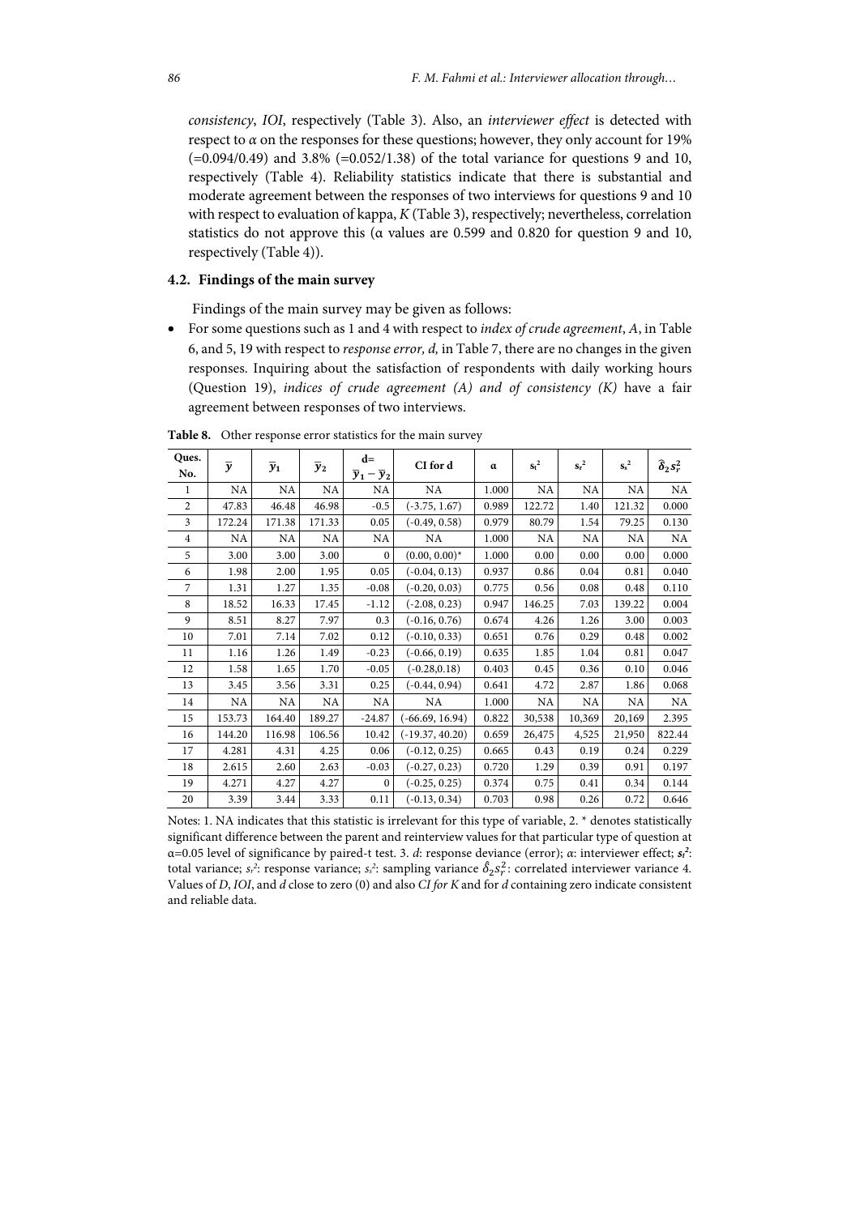*consistency*, *IOI*, respectively (Table 3). Also, an *interviewer effect* is detected with respect to $\alpha$ on the responses for these questions; however, they only account for 19% (=0.094/0.49) and 3.8% (=0.052/1.38) of the total variance for questions 9 and 10, respectively (Table 4). Reliability statistics indicate that there is substantial and moderate agreement between the responses of two interviews for questions 9 and 10 with respect to evaluation of kappa, *K* (Table 3), respectively; nevertheless, correlation statistics do not approve this (α values are 0.599 and 0.820 for question 9 and 10, respectively (Table 4)).

### 4.2. Findings of the main survey

Findings of the main survey may be given as follows:

- For some questions such as 1 and 4 with respect to *index of crude agreement*, *A*, in Table 6, and 5, 19 with respect to *response error, d,* in Table 7, there are no changes in the given responses. Inquiring about the satisfaction of respondents with daily working hours (Question 19), *indices of crude agreement (A) and of consistency (K)* have a fair agreement between responses of two interviews.

**Table 8.** Other response error statistics for the main survey

| Ques. No. | $\bar{y}$ | $\bar{y}_1$ | $\bar{y}_2$ | d= $\bar{y}_1 - \bar{y}_2$ | CI for d | α | $s_t^2$ | $s_r^2$ | $s_s^2$ | $\hat{\delta}_2 s_r^2$ |
|---|---|---|---|---|---|---|---|---|---|---|
| 1 | NA | NA | NA | NA | NA | 1.000 | NA | NA | NA | NA |
| 2 | 47.83 | 46.48 | 46.98 | -0.5 | (-3.75, 1.67) | 0.989 | 122.72 | 1.40 | 121.32 | 0.000 |
| 3 | 172.24 | 171.38 | 171.33 | 0.05 | (-0.49, 0.58) | 0.979 | 80.79 | 1.54 | 79.25 | 0.130 |
| 4 | NA | NA | NA | NA | NA | 1.000 | NA | NA | NA | NA |
| 5 | 3.00 | 3.00 | 3.00 | 0 | (0.00, 0.00)* | 1.000 | 0.00 | 0.00 | 0.00 | 0.000 |
| 6 | 1.98 | 2.00 | 1.95 | 0.05 | (-0.04, 0.13) | 0.937 | 0.86 | 0.04 | 0.81 | 0.040 |
| 7 | 1.31 | 1.27 | 1.35 | -0.08 | (-0.20, 0.03) | 0.775 | 0.56 | 0.08 | 0.48 | 0.110 |
| 8 | 18.52 | 16.33 | 17.45 | -1.12 | (-2.08, 0.23) | 0.947 | 146.25 | 7.03 | 139.22 | 0.004 |
| 9 | 8.51 | 8.27 | 7.97 | 0.3 | (-0.16, 0.76) | 0.674 | 4.26 | 1.26 | 3.00 | 0.003 |
| 10 | 7.01 | 7.14 | 7.02 | 0.12 | (-0.10, 0.33) | 0.651 | 0.76 | 0.29 | 0.48 | 0.002 |
| 11 | 1.16 | 1.26 | 1.49 | -0.23 | (-0.66, 0.19) | 0.635 | 1.85 | 1.04 | 0.81 | 0.047 |
| 12 | 1.58 | 1.65 | 1.70 | -0.05 | (-0.28,0.18) | 0.403 | 0.45 | 0.36 | 0.10 | 0.046 |
| 13 | 3.45 | 3.56 | 3.31 | 0.25 | (-0.44, 0.94) | 0.641 | 4.72 | 2.87 | 1.86 | 0.068 |
| 14 | NA | NA | NA | NA | NA | 1.000 | NA | NA | NA | NA |
| 15 | 153.73 | 164.40 | 189.27 | -24.87 | (-66.69, 16.94) | 0.822 | 30,538 | 10,369 | 20,169 | 2.395 |
| 16 | 144.20 | 116.98 | 106.56 | 10.42 | (-19.37, 40.20) | 0.659 | 26,475 | 4,525 | 21,950 | 822.44 |
| 17 | 4.281 | 4.31 | 4.25 | 0.06 | (-0.12, 0.25) | 0.665 | 0.43 | 0.19 | 0.24 | 0.229 |
| 18 | 2.615 | 2.60 | 2.63 | -0.03 | (-0.27, 0.23) | 0.720 | 1.29 | 0.39 | 0.91 | 0.197 |
| 19 | 4.271 | 4.27 | 4.27 | 0 | (-0.25, 0.25) | 0.374 | 0.75 | 0.41 | 0.34 | 0.144 |
| 20 | 3.39 | 3.44 | 3.33 | 0.11 | (-0.13, 0.34) | 0.703 | 0.98 | 0.26 | 0.72 | 0.646 |

Notes: 1. NA indicates that this statistic is irrelevant for this type of variable, 2. * denotes statistically significant difference between the parent and reinterview values for that particular type of question at α=0.05 level of significance by paired-t test. 3. *d*: response deviance (error); *α*: interviewer effect; $s_t^2$: total variance; $s_r^2$: response variance; $s_s^2$: sampling variance $\hat{\delta}_2 s_r^2$: correlated interviewer variance 4. Values of *D*, *IOI*, and *d* close to zero (0) and also *CI for K* and for *d* containing zero indicate consistent and reliable data.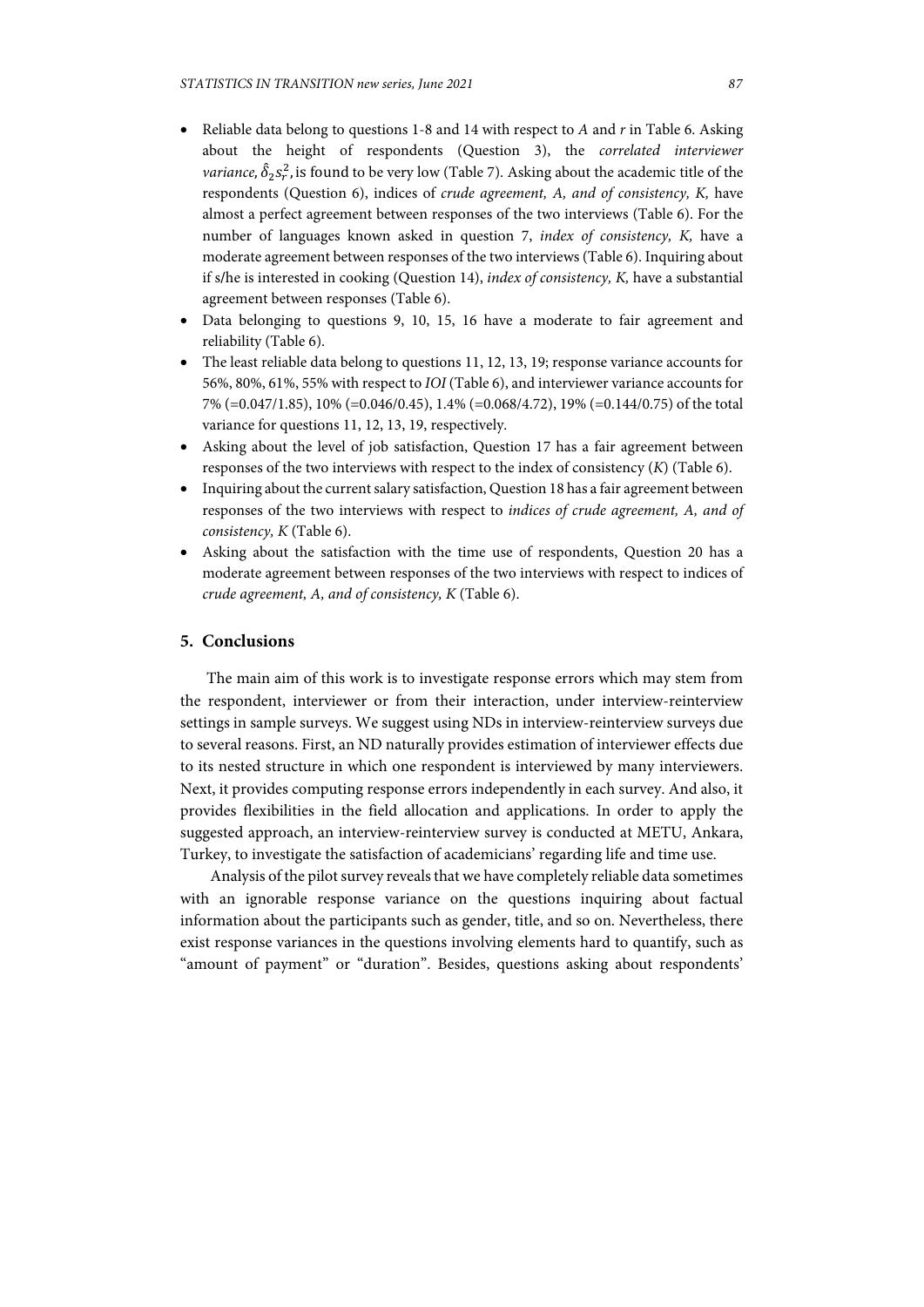- Reliable data belong to questions 1-8 and 14 with respect to *A* and *r* in Table 6. Asking about the height of respondents (Question 3), the *correlated interviewer variance,* $\hat{\delta}_2 s_r^2$, is found to be very low (Table 7). Asking about the academic title of the respondents (Question 6), indices of *crude agreement, A, and of consistency, K,* have almost a perfect agreement between responses of the two interviews (Table 6). For the number of languages known asked in question 7, *index of consistency, K,* have a moderate agreement between responses of the two interviews (Table 6). Inquiring about if s/he is interested in cooking (Question 14), *index of consistency, K,* have a substantial agreement between responses (Table 6).
- Data belonging to questions 9, 10, 15, 16 have a moderate to fair agreement and reliability (Table 6).
- The least reliable data belong to questions 11, 12, 13, 19; response variance accounts for 56%, 80%, 61%, 55% with respect to *IOI* (Table 6), and interviewer variance accounts for 7% (=0.047/1.85), 10% (=0.046/0.45), 1.4% (=0.068/4.72), 19% (=0.144/0.75) of the total variance for questions 11, 12, 13, 19, respectively.
- Asking about the level of job satisfaction, Question 17 has a fair agreement between responses of the two interviews with respect to the index of consistency (*K*) (Table 6).
- Inquiring about the current salary satisfaction, Question 18 has a fair agreement between responses of the two interviews with respect to *indices of crude agreement, A, and of consistency, K* (Table 6).
- Asking about the satisfaction with the time use of respondents, Question 20 has a moderate agreement between responses of the two interviews with respect to indices of *crude agreement, A, and of consistency, K* (Table 6).

## 5. Conclusions

The main aim of this work is to investigate response errors which may stem from the respondent, interviewer or from their interaction, under interview-reinterview settings in sample surveys. We suggest using NDs in interview-reinterview surveys due to several reasons. First, an ND naturally provides estimation of interviewer effects due to its nested structure in which one respondent is interviewed by many interviewers. Next, it provides computing response errors independently in each survey. And also, it provides flexibilities in the field allocation and applications. In order to apply the suggested approach, an interview-reinterview survey is conducted at METU, Ankara, Turkey, to investigate the satisfaction of academicians' regarding life and time use.

Analysis of the pilot survey reveals that we have completely reliable data sometimes with an ignorable response variance on the questions inquiring about factual information about the participants such as gender, title, and so on. Nevertheless, there exist response variances in the questions involving elements hard to quantify, such as "amount of payment" or "duration". Besides, questions asking about respondents'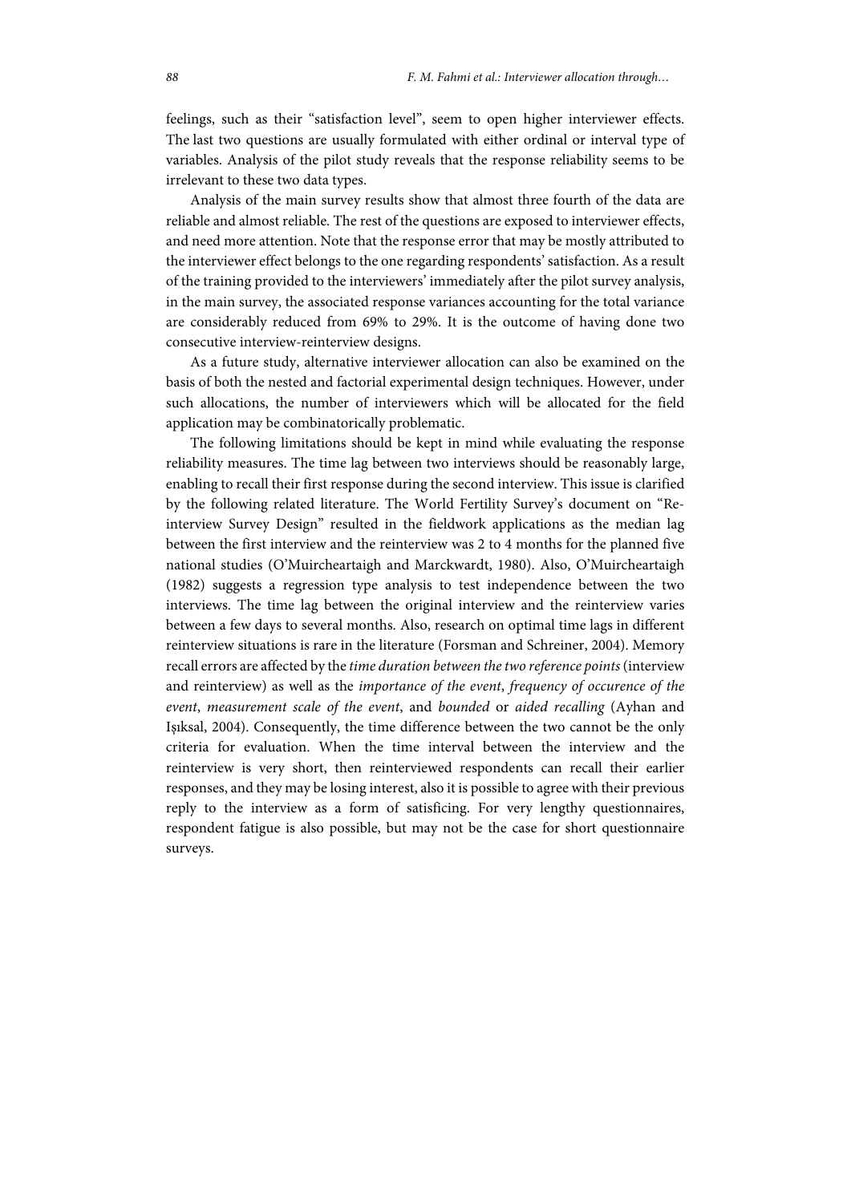feelings, such as their "satisfaction level", seem to open higher interviewer effects. The last two questions are usually formulated with either ordinal or interval type of variables. Analysis of the pilot study reveals that the response reliability seems to be irrelevant to these two data types.

Analysis of the main survey results show that almost three fourth of the data are reliable and almost reliable. The rest of the questions are exposed to interviewer effects, and need more attention. Note that the response error that may be mostly attributed to the interviewer effect belongs to the one regarding respondents' satisfaction. As a result of the training provided to the interviewers' immediately after the pilot survey analysis, in the main survey, the associated response variances accounting for the total variance are considerably reduced from 69% to 29%. It is the outcome of having done two consecutive interview-reinterview designs.

As a future study, alternative interviewer allocation can also be examined on the basis of both the nested and factorial experimental design techniques. However, under such allocations, the number of interviewers which will be allocated for the field application may be combinatorically problematic.

The following limitations should be kept in mind while evaluating the response reliability measures. The time lag between two interviews should be reasonably large, enabling to recall their first response during the second interview. This issue is clarified by the following related literature. The World Fertility Survey's document on "Re-interview Survey Design" resulted in the fieldwork applications as the median lag between the first interview and the reinterview was 2 to 4 months for the planned five national studies (O'Muircheartaigh and Marckwardt, 1980). Also, O'Muircheartaigh (1982) suggests a regression type analysis to test independence between the two interviews. The time lag between the original interview and the reinterview varies between a few days to several months. Also, research on optimal time lags in different reinterview situations is rare in the literature (Forsman and Schreiner, 2004). Memory recall errors are affected by the *time duration between the two reference points* (interview and reinterview) as well as the *importance of the event*, *frequency of occurence of the event*, *measurement scale of the event*, and *bounded* or *aided recalling* (Ayhan and Işıksal, 2004). Consequently, the time difference between the two cannot be the only criteria for evaluation. When the time interval between the interview and the reinterview is very short, then reinterviewed respondents can recall their earlier responses, and they may be losing interest, also it is possible to agree with their previous reply to the interview as a form of satisficing. For very lengthy questionnaires, respondent fatigue is also possible, but may not be the case for short questionnaire surveys.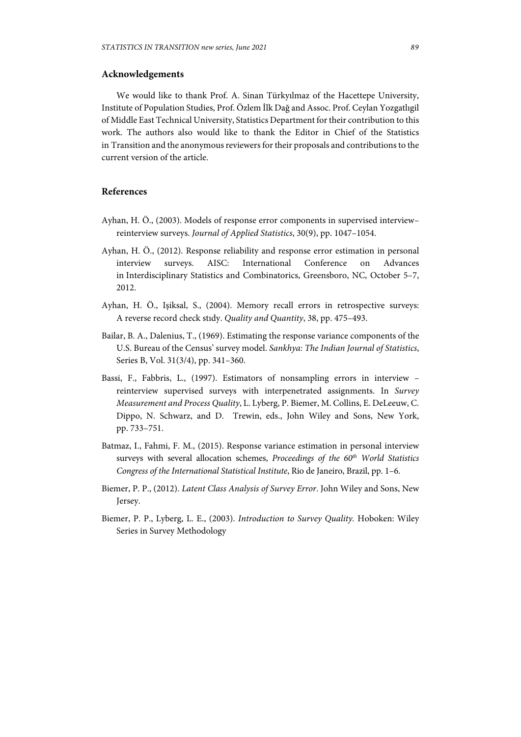## Acknowledgements

We would like to thank Prof. A. Sinan Türkyılmaz of the Hacettepe University, Institute of Population Studies, Prof. Özlem İlk Dağ and Assoc. Prof. Ceylan Yozgatlıgil of Middle East Technical University, Statistics Department for their contribution to this work. The authors also would like to thank the Editor in Chief of the Statistics in Transition and the anonymous reviewers for their proposals and contributions to the current version of the article.

## References

Ayhan, H. Ö., (2003). Models of response error components in supervised interview–reinterview surveys. *Journal of Applied Statistics*, 30(9), pp. 1047–1054.

Ayhan, H. Ö., (2012). Response reliability and response error estimation in personal interview surveys. AISC: International Conference on Advances in Interdisciplinary Statistics and Combinatorics, Greensboro, NC, October 5–7, 2012.

Ayhan, H. Ö., Işiksal, S., (2004). Memory recall errors in retrospective surveys: A reverse record check stıdy. *Quality and Quantity*, 38, pp. 475–493.

Bailar, B. A., Dalenius, T., (1969). Estimating the response variance components of the U.S. Bureau of the Census' survey model. *Sankhya: The Indian Journal of Statistics*, Series B, Vol. 31(3/4), pp. 341–360.

Bassi, F., Fabbris, L., (1997). Estimators of nonsampling errors in interview – reinterview supervised surveys with interpenetrated assignments. In *Survey Measurement and Process Quality*, L. Lyberg, P. Biemer, M. Collins, E. DeLeeuw, C. Dippo, N. Schwarz, and D. Trewin, eds., John Wiley and Sons, New York, pp. 733–751.

Batmaz, I., Fahmi, F. M., (2015). Response variance estimation in personal interview surveys with several allocation schemes, *Proceedings of the 60th World Statistics Congress of the International Statistical Institute*, Rio de Janeiro, Brazil, pp. 1–6.

Biemer, P. P., (2012). *Latent Class Analysis of Survey Error*. John Wiley and Sons, New Jersey.

Biemer, P. P., Lyberg, L. E., (2003). *Introduction to Survey Quality*. Hoboken: Wiley Series in Survey Methodology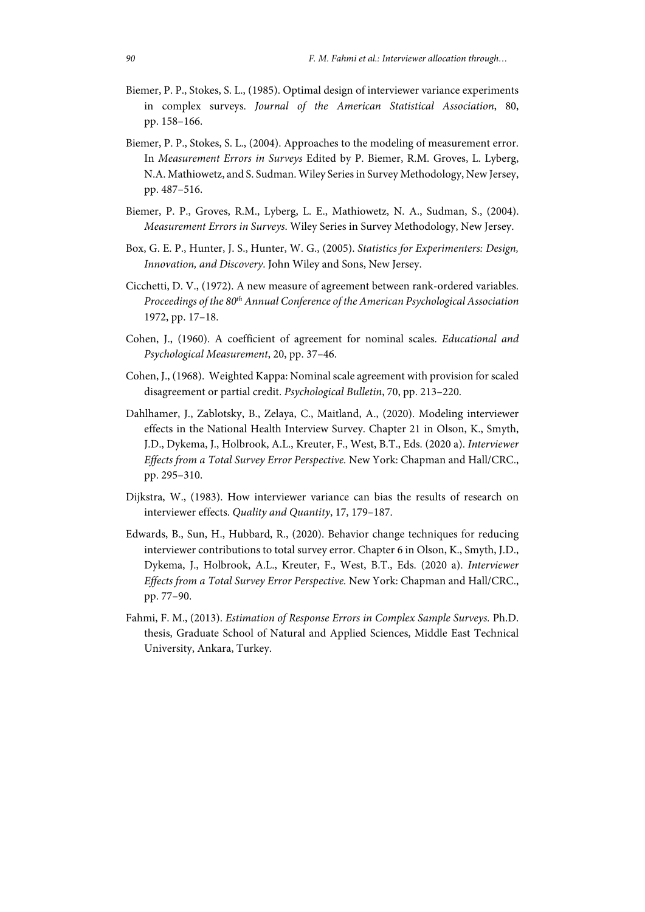Biemer, P. P., Stokes, S. L., (1985). Optimal design of interviewer variance experiments in complex surveys. *Journal of the American Statistical Association*, 80, pp. 158–166.

Biemer, P. P., Stokes, S. L., (2004). Approaches to the modeling of measurement error. In *Measurement Errors in Surveys* Edited by P. Biemer, R.M. Groves, L. Lyberg, N.A. Mathiowetz, and S. Sudman. Wiley Series in Survey Methodology, New Jersey, pp. 487–516.

Biemer, P. P., Groves, R.M., Lyberg, L. E., Mathiowetz, N. A., Sudman, S., (2004). *Measurement Errors in Surveys*. Wiley Series in Survey Methodology, New Jersey.

Box, G. E. P., Hunter, J. S., Hunter, W. G., (2005). *Statistics for Experimenters: Design, Innovation, and Discovery*. John Wiley and Sons, New Jersey.

Cicchetti, D. V., (1972). A new measure of agreement between rank-ordered variables. *Proceedings of the 80th Annual Conference of the American Psychological Association* 1972, pp. 17–18.

Cohen, J., (1960). A coefficient of agreement for nominal scales. *Educational and Psychological Measurement*, 20, pp. 37–46.

Cohen, J., (1968). Weighted Kappa: Nominal scale agreement with provision for scaled disagreement or partial credit. *Psychological Bulletin*, 70, pp. 213–220.

Dahlhamer, J., Zablotsky, B., Zelaya, C., Maitland, A., (2020). Modeling interviewer effects in the National Health Interview Survey. Chapter 21 in Olson, K., Smyth, J.D., Dykema, J., Holbrook, A.L., Kreuter, F., West, B.T., Eds. (2020 a). *Interviewer Effects from a Total Survey Error Perspective.* New York: Chapman and Hall/CRC., pp. 295–310.

Dijkstra, W., (1983). How interviewer variance can bias the results of research on interviewer effects. *Quality and Quantity*, 17, 179–187.

Edwards, B., Sun, H., Hubbard, R., (2020). Behavior change techniques for reducing interviewer contributions to total survey error. Chapter 6 in Olson, K., Smyth, J.D., Dykema, J., Holbrook, A.L., Kreuter, F., West, B.T., Eds. (2020 a). *Interviewer Effects from a Total Survey Error Perspective.* New York: Chapman and Hall/CRC., pp. 77–90.

Fahmi, F. M., (2013). *Estimation of Response Errors in Complex Sample Surveys.* Ph.D. thesis, Graduate School of Natural and Applied Sciences, Middle East Technical University, Ankara, Turkey.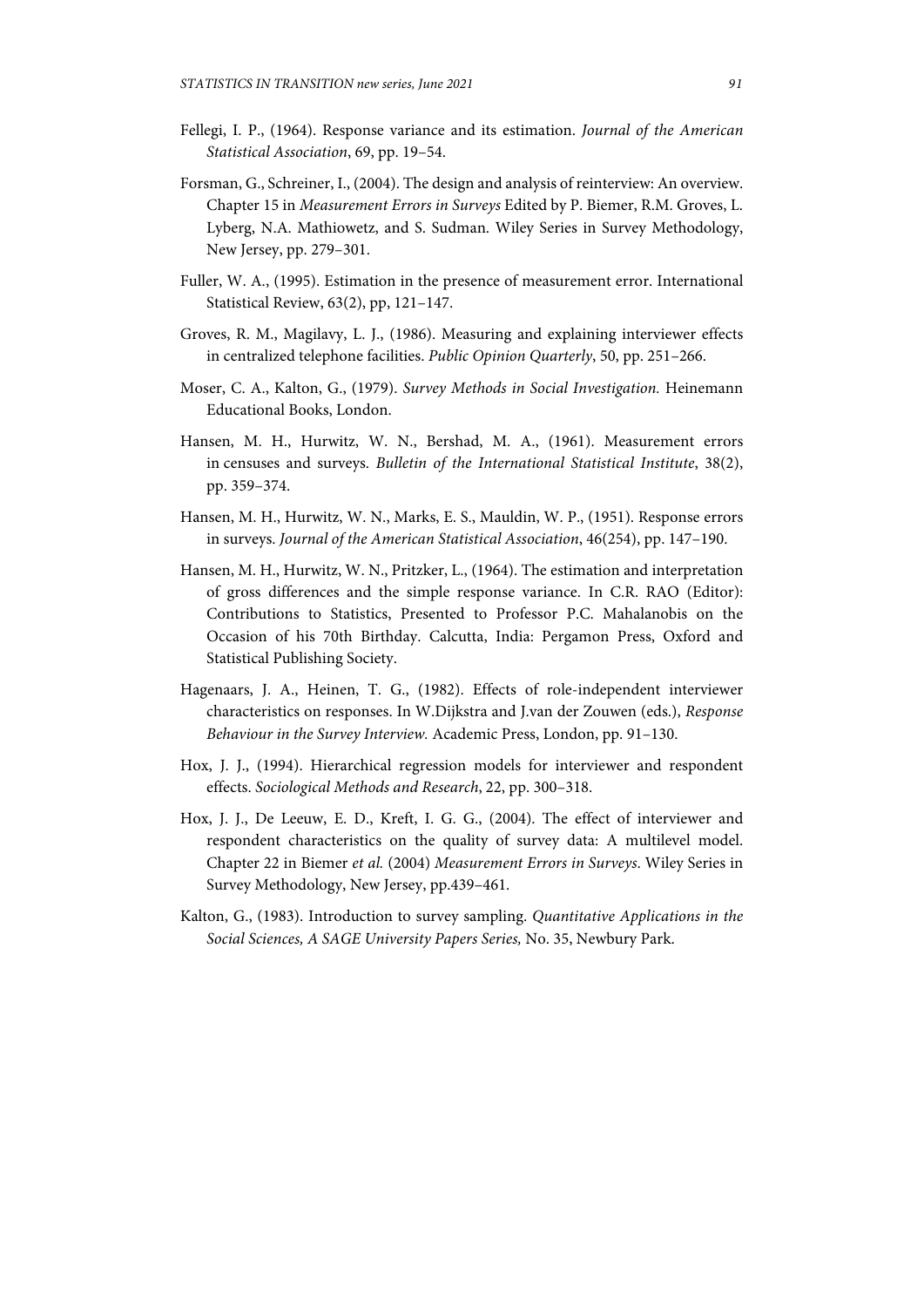Fellegi, I. P., (1964). Response variance and its estimation. *Journal of the American Statistical Association*, 69, pp. 19–54.

Forsman, G., Schreiner, I., (2004). The design and analysis of reinterview: An overview. Chapter 15 in *Measurement Errors in Surveys* Edited by P. Biemer, R.M. Groves, L. Lyberg, N.A. Mathiowetz, and S. Sudman. Wiley Series in Survey Methodology, New Jersey, pp. 279–301.

Fuller, W. A., (1995). Estimation in the presence of measurement error. International Statistical Review, 63(2), pp, 121–147.

Groves, R. M., Magilavy, L. J., (1986). Measuring and explaining interviewer effects in centralized telephone facilities. *Public Opinion Quarterly*, 50, pp. 251–266.

Moser, C. A., Kalton, G., (1979). *Survey Methods in Social Investigation.* Heinemann Educational Books, London.

Hansen, M. H., Hurwitz, W. N., Bershad, M. A., (1961). Measurement errors in censuses and surveys. *Bulletin of the International Statistical Institute*, 38(2), pp. 359–374.

Hansen, M. H., Hurwitz, W. N., Marks, E. S., Mauldin, W. P., (1951). Response errors in surveys. *Journal of the American Statistical Association*, 46(254), pp. 147–190.

Hansen, M. H., Hurwitz, W. N., Pritzker, L., (1964). The estimation and interpretation of gross differences and the simple response variance. In C.R. RAO (Editor): Contributions to Statistics, Presented to Professor P.C. Mahalanobis on the Occasion of his 70th Birthday. Calcutta, India: Pergamon Press, Oxford and Statistical Publishing Society.

Hagenaars, J. A., Heinen, T. G., (1982). Effects of role-independent interviewer characteristics on responses. In W.Dijkstra and J.van der Zouwen (eds.), *Response Behaviour in the Survey Interview.* Academic Press, London, pp. 91–130.

Hox, J. J., (1994). Hierarchical regression models for interviewer and respondent effects. *Sociological Methods and Research*, 22, pp. 300–318.

Hox, J. J., De Leeuw, E. D., Kreft, I. G. G., (2004). The effect of interviewer and respondent characteristics on the quality of survey data: A multilevel model. Chapter 22 in Biemer *et al.* (2004) *Measurement Errors in Surveys*. Wiley Series in Survey Methodology, New Jersey, pp.439–461.

Kalton, G., (1983). Introduction to survey sampling. *Quantitative Applications in the Social Sciences, A SAGE University Papers Series,* No. 35, Newbury Park.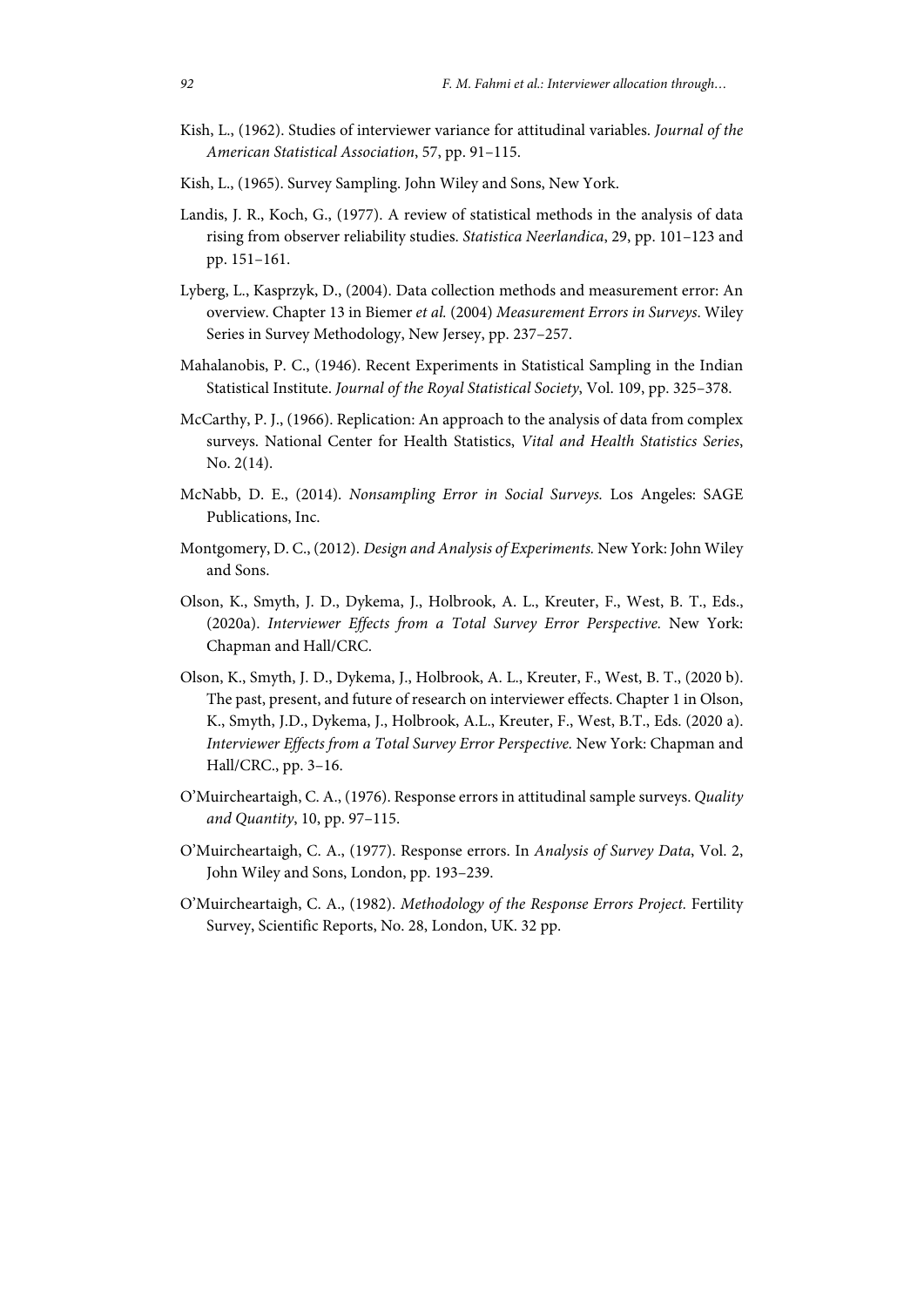Kish, L., (1962). Studies of interviewer variance for attitudinal variables. *Journal of the American Statistical Association*, 57, pp. 91–115.

Kish, L., (1965). Survey Sampling. John Wiley and Sons, New York.

Landis, J. R., Koch, G., (1977). A review of statistical methods in the analysis of data rising from observer reliability studies. *Statistica Neerlandica*, 29, pp. 101–123 and pp. 151–161.

Lyberg, L., Kasprzyk, D., (2004). Data collection methods and measurement error: An overview. Chapter 13 in Biemer *et al.* (2004) *Measurement Errors in Surveys*. Wiley Series in Survey Methodology, New Jersey, pp. 237–257.

Mahalanobis, P. C., (1946). Recent Experiments in Statistical Sampling in the Indian Statistical Institute. *Journal of the Royal Statistical Society*, Vol. 109, pp. 325–378.

McCarthy, P. J., (1966). Replication: An approach to the analysis of data from complex surveys. National Center for Health Statistics, *Vital and Health Statistics Series*, No. 2(14).

McNabb, D. E., (2014). *Nonsampling Error in Social Surveys.* Los Angeles: SAGE Publications, Inc.

Montgomery, D. C., (2012). *Design and Analysis of Experiments.* New York: John Wiley and Sons.

Olson, K., Smyth, J. D., Dykema, J., Holbrook, A. L., Kreuter, F., West, B. T., Eds., (2020a). *Interviewer Effects from a Total Survey Error Perspective.* New York: Chapman and Hall/CRC.

Olson, K., Smyth, J. D., Dykema, J., Holbrook, A. L., Kreuter, F., West, B. T., (2020 b). The past, present, and future of research on interviewer effects. Chapter 1 in Olson, K., Smyth, J.D., Dykema, J., Holbrook, A.L., Kreuter, F., West, B.T., Eds. (2020 a). *Interviewer Effects from a Total Survey Error Perspective.* New York: Chapman and Hall/CRC., pp. 3–16.

O'Muircheartaigh, C. A., (1976). Response errors in attitudinal sample surveys. *Quality and Quantity*, 10, pp. 97–115.

O'Muircheartaigh, C. A., (1977). Response errors. In *Analysis of Survey Data*, Vol. 2, John Wiley and Sons, London, pp. 193–239.

O'Muircheartaigh, C. A., (1982). *Methodology of the Response Errors Project.* Fertility Survey, Scientific Reports, No. 28, London, UK. 32 pp.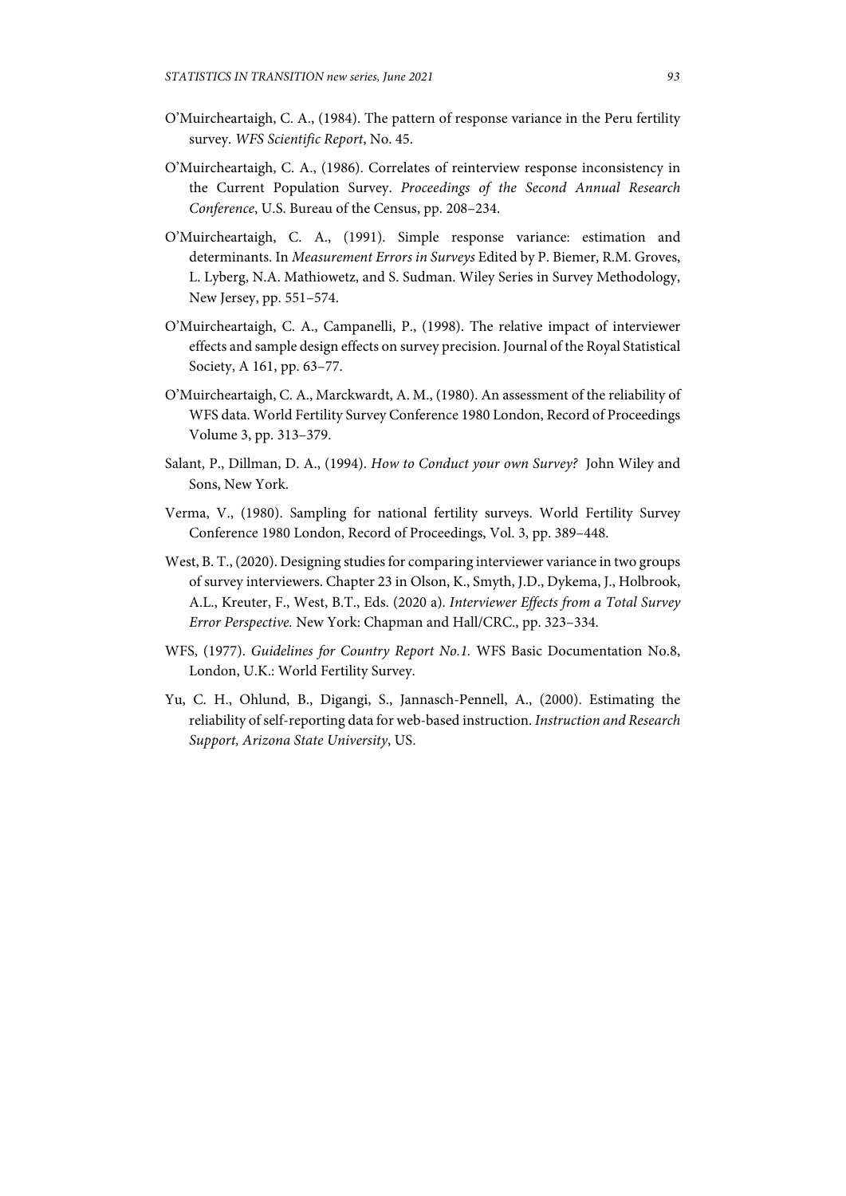O'Muircheartaigh, C. A., (1984). The pattern of response variance in the Peru fertility survey. *WFS Scientific Report*, No. 45.

O'Muircheartaigh, C. A., (1986). Correlates of reinterview response inconsistency in the Current Population Survey. *Proceedings of the Second Annual Research Conference*, U.S. Bureau of the Census, pp. 208–234.

O'Muircheartaigh, C. A., (1991). Simple response variance: estimation and determinants. In *Measurement Errors in Surveys* Edited by P. Biemer, R.M. Groves, L. Lyberg, N.A. Mathiowetz, and S. Sudman. Wiley Series in Survey Methodology, New Jersey, pp. 551–574.

O'Muircheartaigh, C. A., Campanelli, P., (1998). The relative impact of interviewer effects and sample design effects on survey precision. Journal of the Royal Statistical Society, A 161, pp. 63–77.

O'Muircheartaigh, C. A., Marckwardt, A. M., (1980). An assessment of the reliability of WFS data. World Fertility Survey Conference 1980 London, Record of Proceedings Volume 3, pp. 313–379.

Salant, P., Dillman, D. A., (1994). *How to Conduct your own Survey?* John Wiley and Sons, New York.

Verma, V., (1980). Sampling for national fertility surveys. World Fertility Survey Conference 1980 London, Record of Proceedings, Vol. 3, pp. 389–448.

West, B. T., (2020). Designing studies for comparing interviewer variance in two groups of survey interviewers. Chapter 23 in Olson, K., Smyth, J.D., Dykema, J., Holbrook, A.L., Kreuter, F., West, B.T., Eds. (2020 a). *Interviewer Effects from a Total Survey Error Perspective.* New York: Chapman and Hall/CRC., pp. 323–334.

WFS, (1977). *Guidelines for Country Report No.1.* WFS Basic Documentation No.8, London, U.K.: World Fertility Survey.

Yu, C. H., Ohlund, B., Digangi, S., Jannasch-Pennell, A., (2000). Estimating the reliability of self-reporting data for web-based instruction. *Instruction and Research Support, Arizona State University*, US.